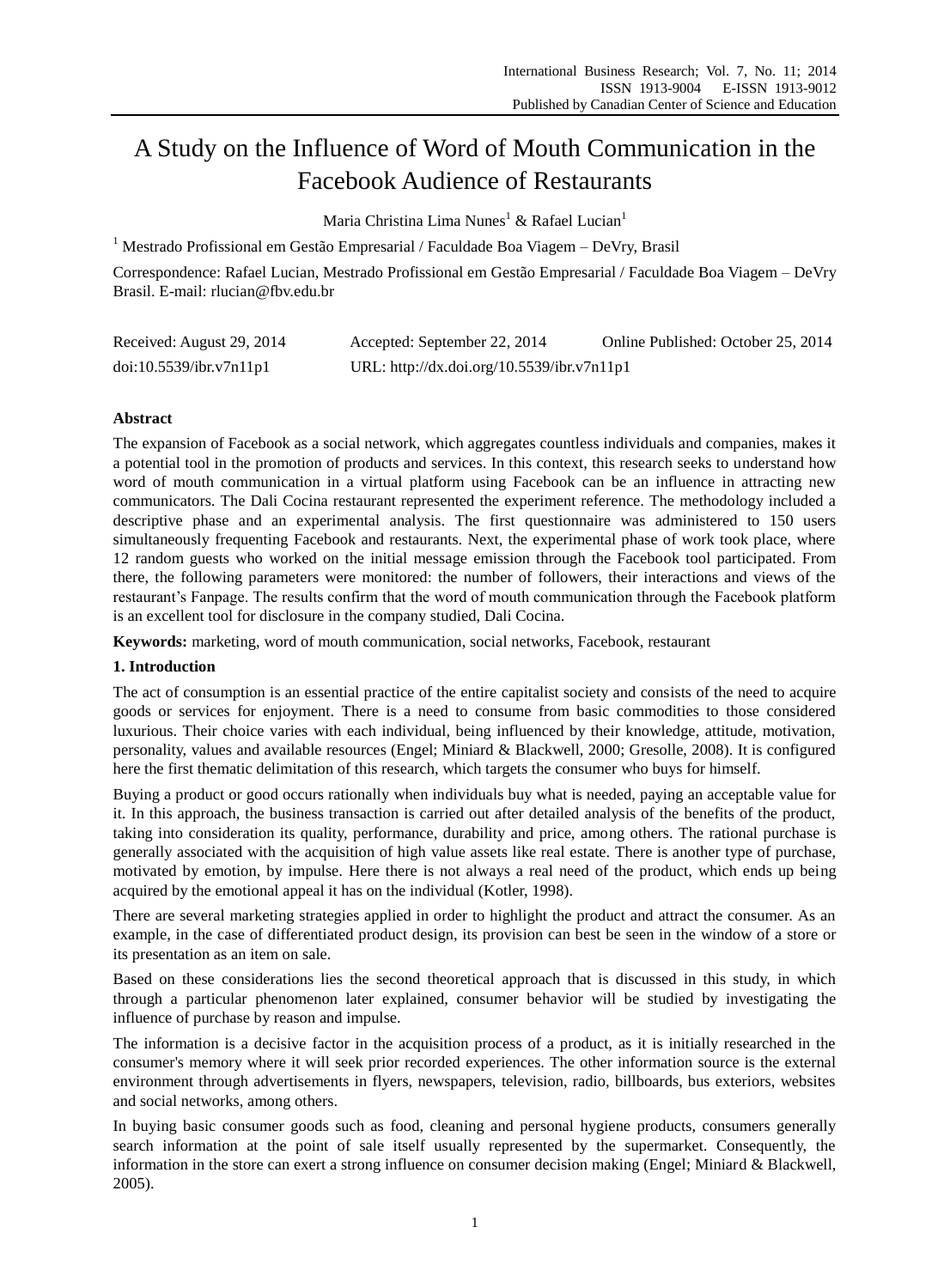# A Study on the Influence of Word of Mouth Communication in the Facebook Audience of Restaurants

Maria Christina Lima Nunes[1] & Rafael Lucian[1]

[1] Mestrado Profissional em Gestão Empresarial / Faculdade Boa Viagem – DeVry, Brasil

Correspondence: Rafael Lucian, Mestrado Profissional em Gestão Empresarial / Faculdade Boa Viagem – DeVry Brasil. E-mail: rlucian@fbv.edu.br

Received: August 29, 2014 Accepted: September 22, 2014 Online Published: October 25, 2014

doi:10.5539/ibr.v7n11p1 URL: http://dx.doi.org/10.5539/ibr.v7n11p1

**Abstract**

The expansion of Facebook as a social network, which aggregates countless individuals and companies, makes it a potential tool in the promotion of products and services. In this context, this research seeks to understand how word of mouth communication in a virtual platform using Facebook can be an influence in attracting new communicators. The Dali Cocina restaurant represented the experiment reference. The methodology included a descriptive phase and an experimental analysis. The first questionnaire was administered to 150 users simultaneously frequenting Facebook and restaurants. Next, the experimental phase of work took place, where 12 random guests who worked on the initial message emission through the Facebook tool participated. From there, the following parameters were monitored: the number of followers, their interactions and views of the restaurant's Fanpage. The results confirm that the word of mouth communication through the Facebook platform is an excellent tool for disclosure in the company studied, Dali Cocina.

**Keywords:** marketing, word of mouth communication, social networks, Facebook, restaurant

## 1. Introduction

The act of consumption is an essential practice of the entire capitalist society and consists of the need to acquire goods or services for enjoyment. There is a need to consume from basic commodities to those considered luxurious. Their choice varies with each individual, being influenced by their knowledge, attitude, motivation, personality, values and available resources (Engel; Miniard & Blackwell, 2000; Gresolle, 2008). It is configured here the first thematic delimitation of this research, which targets the consumer who buys for himself.

Buying a product or good occurs rationally when individuals buy what is needed, paying an acceptable value for it. In this approach, the business transaction is carried out after detailed analysis of the benefits of the product, taking into consideration its quality, performance, durability and price, among others. The rational purchase is generally associated with the acquisition of high value assets like real estate. There is another type of purchase, motivated by emotion, by impulse. Here there is not always a real need of the product, which ends up being acquired by the emotional appeal it has on the individual (Kotler, 1998).

There are several marketing strategies applied in order to highlight the product and attract the consumer. As an example, in the case of differentiated product design, its provision can best be seen in the window of a store or its presentation as an item on sale.

Based on these considerations lies the second theoretical approach that is discussed in this study, in which through a particular phenomenon later explained, consumer behavior will be studied by investigating the influence of purchase by reason and impulse.

The information is a decisive factor in the acquisition process of a product, as it is initially researched in the consumer's memory where it will seek prior recorded experiences. The other information source is the external environment through advertisements in flyers, newspapers, television, radio, billboards, bus exteriors, websites and social networks, among others.

In buying basic consumer goods such as food, cleaning and personal hygiene products, consumers generally search information at the point of sale itself usually represented by the supermarket. Consequently, the information in the store can exert a strong influence on consumer decision making (Engel; Miniard & Blackwell, 2005).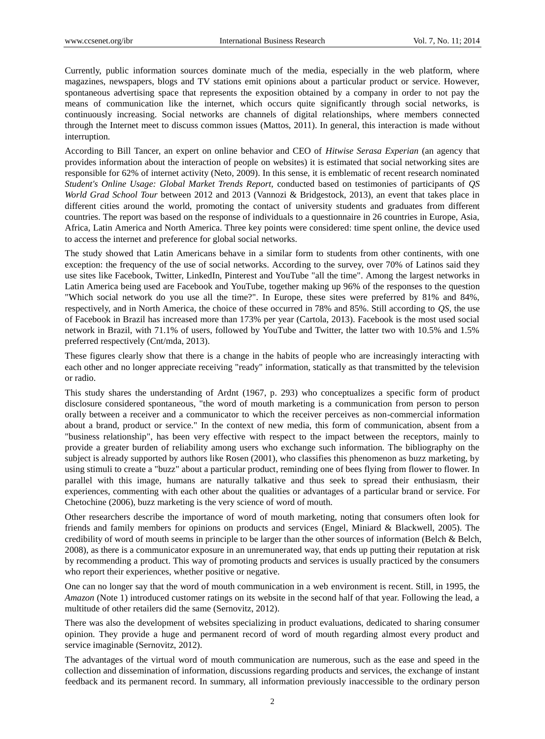Currently, public information sources dominate much of the media, especially in the web platform, where magazines, newspapers, blogs and TV stations emit opinions about a particular product or service. However, spontaneous advertising space that represents the exposition obtained by a company in order to not pay the means of communication like the internet, which occurs quite significantly through social networks, is continuously increasing. Social networks are channels of digital relationships, where members connected through the Internet meet to discuss common issues (Mattos, 2011). In general, this interaction is made without interruption.

According to Bill Tancer, an expert on online behavior and CEO of *Hitwise Serasa Experian* (an agency that provides information about the interaction of people on websites) it is estimated that social networking sites are responsible for 62% of internet activity (Neto, 2009). In this sense, it is emblematic of recent research nominated *Student's Online Usage: Global Market Trends Report*, conducted based on testimonies of participants of *QS World Grad School Tour* between 2012 and 2013 (Vannozi & Bridgestock, 2013), an event that takes place in different cities around the world, promoting the contact of university students and graduates from different countries. The report was based on the response of individuals to a questionnaire in 26 countries in Europe, Asia, Africa, Latin America and North America. Three key points were considered: time spent online, the device used to access the internet and preference for global social networks.

The study showed that Latin Americans behave in a similar form to students from other continents, with one exception: the frequency of the use of social networks. According to the survey, over 70% of Latinos said they use sites like Facebook, Twitter, LinkedIn, Pinterest and YouTube "all the time". Among the largest networks in Latin America being used are Facebook and YouTube, together making up 96% of the responses to the question "Which social network do you use all the time?". In Europe, these sites were preferred by 81% and 84%, respectively, and in North America, the choice of these occurred in 78% and 85%. Still according to *QS*, the use of Facebook in Brazil has increased more than 173% per year (Cartola, 2013). Facebook is the most used social network in Brazil, with 71.1% of users, followed by YouTube and Twitter, the latter two with 10.5% and 1.5% preferred respectively (Cnt/mda, 2013).

These figures clearly show that there is a change in the habits of people who are increasingly interacting with each other and no longer appreciate receiving "ready" information, statically as that transmitted by the television or radio.

This study shares the understanding of Ardnt (1967, p. 293) who conceptualizes a specific form of product disclosure considered spontaneous, "the word of mouth marketing is a communication from person to person orally between a receiver and a communicator to which the receiver perceives as non-commercial information about a brand, product or service." In the context of new media, this form of communication, absent from a "business relationship", has been very effective with respect to the impact between the receptors, mainly to provide a greater burden of reliability among users who exchange such information. The bibliography on the subject is already supported by authors like Rosen (2001), who classifies this phenomenon as buzz marketing, by using stimuli to create a "buzz" about a particular product, reminding one of bees flying from flower to flower. In parallel with this image, humans are naturally talkative and thus seek to spread their enthusiasm, their experiences, commenting with each other about the qualities or advantages of a particular brand or service. For Chetochine (2006), buzz marketing is the very science of word of mouth.

Other researchers describe the importance of word of mouth marketing, noting that consumers often look for friends and family members for opinions on products and services (Engel, Miniard & Blackwell, 2005). The credibility of word of mouth seems in principle to be larger than the other sources of information (Belch & Belch, 2008), as there is a communicator exposure in an unremunerated way, that ends up putting their reputation at risk by recommending a product. This way of promoting products and services is usually practiced by the consumers who report their experiences, whether positive or negative.

One can no longer say that the word of mouth communication in a web environment is recent. Still, in 1995, the *Amazon* (Note 1) introduced customer ratings on its website in the second half of that year. Following the lead, a multitude of other retailers did the same (Sernovitz, 2012).

There was also the development of websites specializing in product evaluations, dedicated to sharing consumer opinion. They provide a huge and permanent record of word of mouth regarding almost every product and service imaginable (Sernovitz, 2012).

The advantages of the virtual word of mouth communication are numerous, such as the ease and speed in the collection and dissemination of information, discussions regarding products and services, the exchange of instant feedback and its permanent record. In summary, all information previously inaccessible to the ordinary person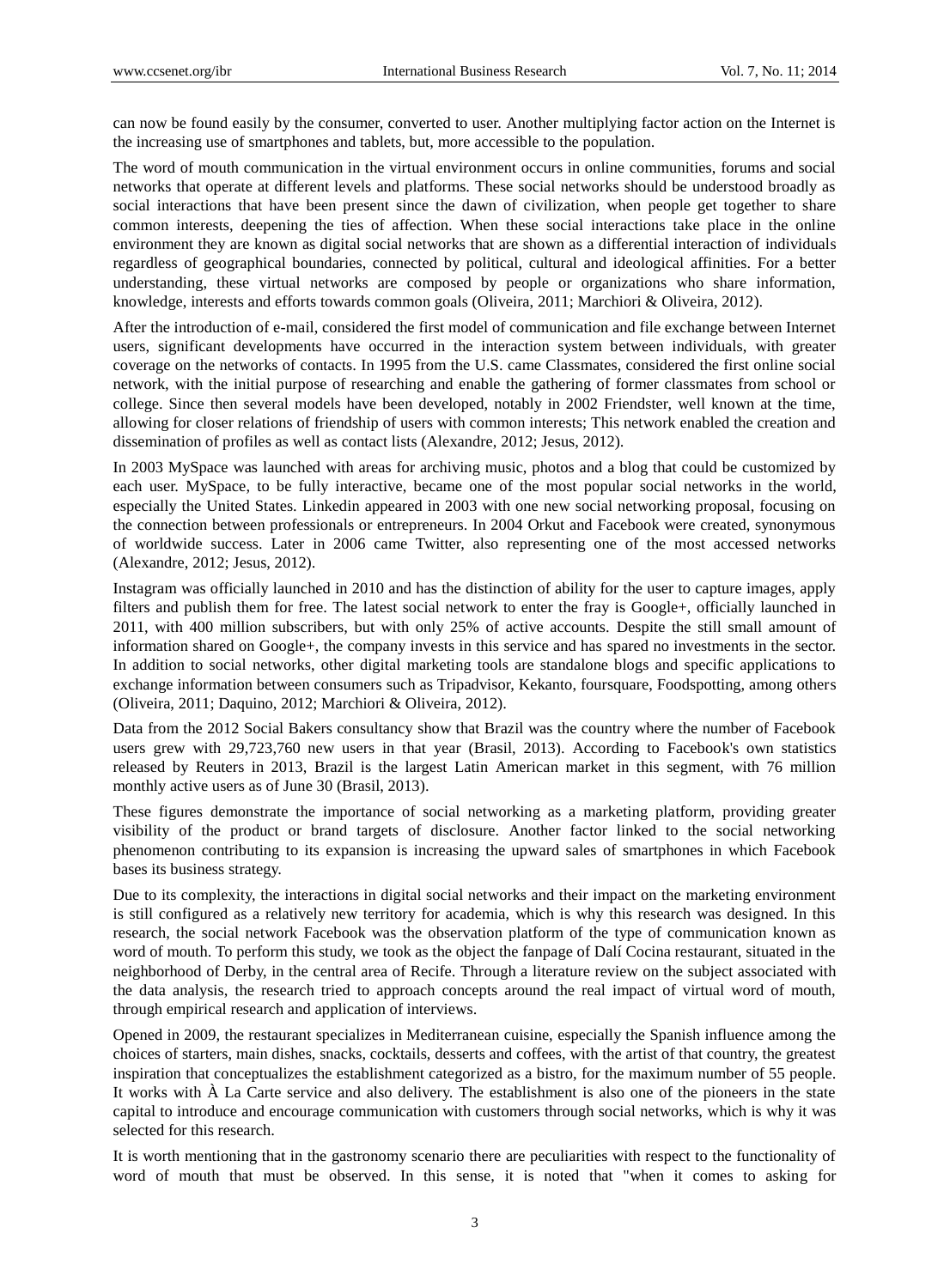can now be found easily by the consumer, converted to user. Another multiplying factor action on the Internet is the increasing use of smartphones and tablets, but, more accessible to the population.

The word of mouth communication in the virtual environment occurs in online communities, forums and social networks that operate at different levels and platforms. These social networks should be understood broadly as social interactions that have been present since the dawn of civilization, when people get together to share common interests, deepening the ties of affection. When these social interactions take place in the online environment they are known as digital social networks that are shown as a differential interaction of individuals regardless of geographical boundaries, connected by political, cultural and ideological affinities. For a better understanding, these virtual networks are composed by people or organizations who share information, knowledge, interests and efforts towards common goals (Oliveira, 2011; Marchiori & Oliveira, 2012).

After the introduction of e-mail, considered the first model of communication and file exchange between Internet users, significant developments have occurred in the interaction system between individuals, with greater coverage on the networks of contacts. In 1995 from the U.S. came Classmates, considered the first online social network, with the initial purpose of researching and enable the gathering of former classmates from school or college. Since then several models have been developed, notably in 2002 Friendster, well known at the time, allowing for closer relations of friendship of users with common interests; This network enabled the creation and dissemination of profiles as well as contact lists (Alexandre, 2012; Jesus, 2012).

In 2003 MySpace was launched with areas for archiving music, photos and a blog that could be customized by each user. MySpace, to be fully interactive, became one of the most popular social networks in the world, especially the United States. Linkedin appeared in 2003 with one new social networking proposal, focusing on the connection between professionals or entrepreneurs. In 2004 Orkut and Facebook were created, synonymous of worldwide success. Later in 2006 came Twitter, also representing one of the most accessed networks (Alexandre, 2012; Jesus, 2012).

Instagram was officially launched in 2010 and has the distinction of ability for the user to capture images, apply filters and publish them for free. The latest social network to enter the fray is Google+, officially launched in 2011, with 400 million subscribers, but with only 25% of active accounts. Despite the still small amount of information shared on Google+, the company invests in this service and has spared no investments in the sector. In addition to social networks, other digital marketing tools are standalone blogs and specific applications to exchange information between consumers such as Tripadvisor, Kekanto, foursquare, Foodspotting, among others (Oliveira, 2011; Daquino, 2012; Marchiori & Oliveira, 2012).

Data from the 2012 Social Bakers consultancy show that Brazil was the country where the number of Facebook users grew with 29,723,760 new users in that year (Brasil, 2013). According to Facebook's own statistics released by Reuters in 2013, Brazil is the largest Latin American market in this segment, with 76 million monthly active users as of June 30 (Brasil, 2013).

These figures demonstrate the importance of social networking as a marketing platform, providing greater visibility of the product or brand targets of disclosure. Another factor linked to the social networking phenomenon contributing to its expansion is increasing the upward sales of smartphones in which Facebook bases its business strategy.

Due to its complexity, the interactions in digital social networks and their impact on the marketing environment is still configured as a relatively new territory for academia, which is why this research was designed. In this research, the social network Facebook was the observation platform of the type of communication known as word of mouth. To perform this study, we took as the object the fanpage of Dalí Cocina restaurant, situated in the neighborhood of Derby, in the central area of Recife. Through a literature review on the subject associated with the data analysis, the research tried to approach concepts around the real impact of virtual word of mouth, through empirical research and application of interviews.

Opened in 2009, the restaurant specializes in Mediterranean cuisine, especially the Spanish influence among the choices of starters, main dishes, snacks, cocktails, desserts and coffees, with the artist of that country, the greatest inspiration that conceptualizes the establishment categorized as a bistro, for the maximum number of 55 people. It works with À La Carte service and also delivery. The establishment is also one of the pioneers in the state capital to introduce and encourage communication with customers through social networks, which is why it was selected for this research.

It is worth mentioning that in the gastronomy scenario there are peculiarities with respect to the functionality of word of mouth that must be observed. In this sense, it is noted that "when it comes to asking for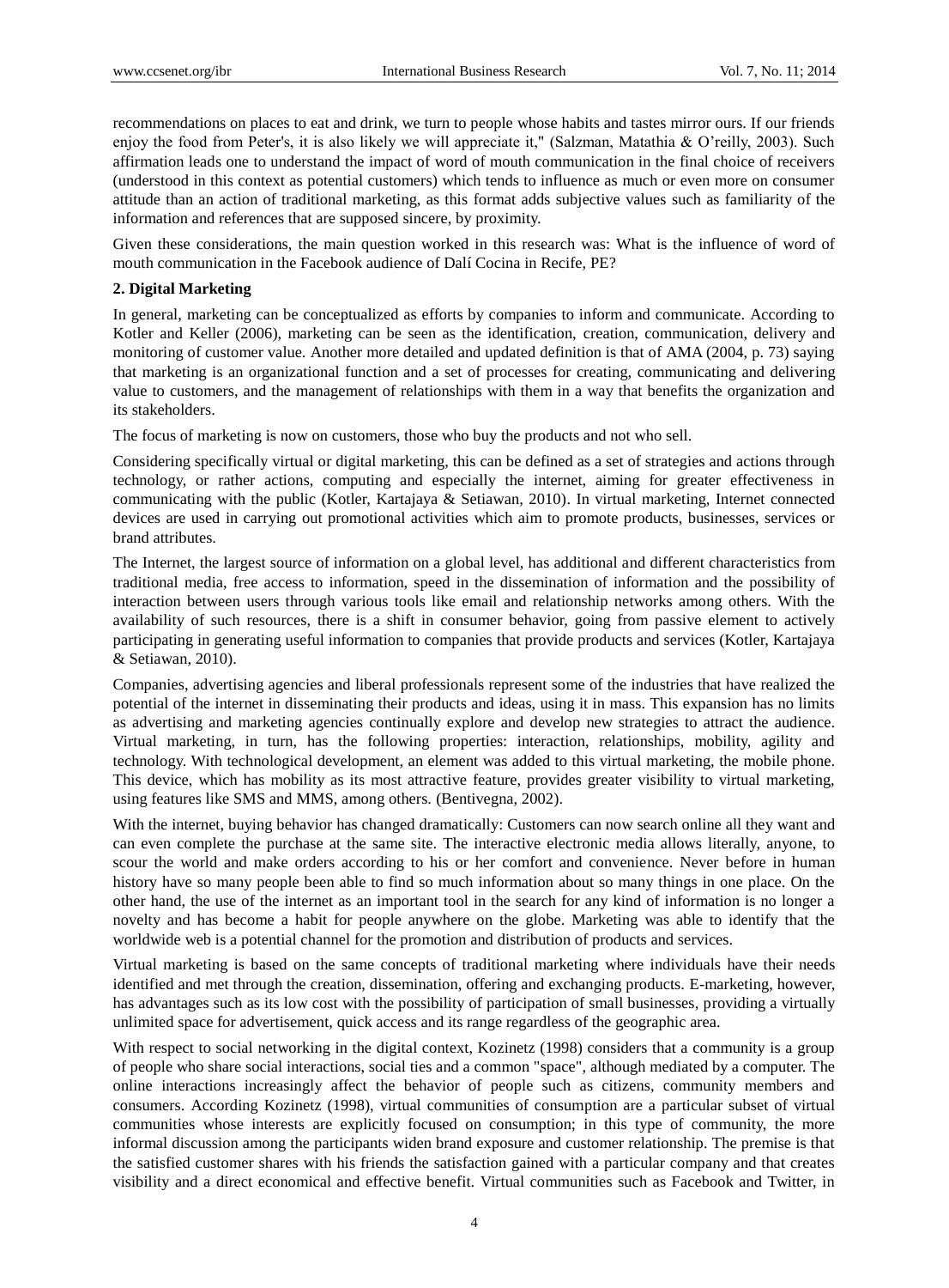recommendations on places to eat and drink, we turn to people whose habits and tastes mirror ours. If our friends enjoy the food from Peter's, it is also likely we will appreciate it," (Salzman, Matathia & O'reilly, 2003). Such affirmation leads one to understand the impact of word of mouth communication in the final choice of receivers (understood in this context as potential customers) which tends to influence as much or even more on consumer attitude than an action of traditional marketing, as this format adds subjective values such as familiarity of the information and references that are supposed sincere, by proximity.

Given these considerations, the main question worked in this research was: What is the influence of word of mouth communication in the Facebook audience of Dalí Cocina in Recife, PE?

## 2. Digital Marketing

In general, marketing can be conceptualized as efforts by companies to inform and communicate. According to Kotler and Keller (2006), marketing can be seen as the identification, creation, communication, delivery and monitoring of customer value. Another more detailed and updated definition is that of AMA (2004, p. 73) saying that marketing is an organizational function and a set of processes for creating, communicating and delivering value to customers, and the management of relationships with them in a way that benefits the organization and its stakeholders.

The focus of marketing is now on customers, those who buy the products and not who sell.

Considering specifically virtual or digital marketing, this can be defined as a set of strategies and actions through technology, or rather actions, computing and especially the internet, aiming for greater effectiveness in communicating with the public (Kotler, Kartajaya & Setiawan, 2010). In virtual marketing, Internet connected devices are used in carrying out promotional activities which aim to promote products, businesses, services or brand attributes.

The Internet, the largest source of information on a global level, has additional and different characteristics from traditional media, free access to information, speed in the dissemination of information and the possibility of interaction between users through various tools like email and relationship networks among others. With the availability of such resources, there is a shift in consumer behavior, going from passive element to actively participating in generating useful information to companies that provide products and services (Kotler, Kartajaya & Setiawan, 2010).

Companies, advertising agencies and liberal professionals represent some of the industries that have realized the potential of the internet in disseminating their products and ideas, using it in mass. This expansion has no limits as advertising and marketing agencies continually explore and develop new strategies to attract the audience. Virtual marketing, in turn, has the following properties: interaction, relationships, mobility, agility and technology. With technological development, an element was added to this virtual marketing, the mobile phone. This device, which has mobility as its most attractive feature, provides greater visibility to virtual marketing, using features like SMS and MMS, among others. (Bentivegna, 2002).

With the internet, buying behavior has changed dramatically: Customers can now search online all they want and can even complete the purchase at the same site. The interactive electronic media allows literally, anyone, to scour the world and make orders according to his or her comfort and convenience. Never before in human history have so many people been able to find so much information about so many things in one place. On the other hand, the use of the internet as an important tool in the search for any kind of information is no longer a novelty and has become a habit for people anywhere on the globe. Marketing was able to identify that the worldwide web is a potential channel for the promotion and distribution of products and services.

Virtual marketing is based on the same concepts of traditional marketing where individuals have their needs identified and met through the creation, dissemination, offering and exchanging products. E-marketing, however, has advantages such as its low cost with the possibility of participation of small businesses, providing a virtually unlimited space for advertisement, quick access and its range regardless of the geographic area.

With respect to social networking in the digital context, Kozinetz (1998) considers that a community is a group of people who share social interactions, social ties and a common "space", although mediated by a computer. The online interactions increasingly affect the behavior of people such as citizens, community members and consumers. According Kozinetz (1998), virtual communities of consumption are a particular subset of virtual communities whose interests are explicitly focused on consumption; in this type of community, the more informal discussion among the participants widen brand exposure and customer relationship. The premise is that the satisfied customer shares with his friends the satisfaction gained with a particular company and that creates visibility and a direct economical and effective benefit. Virtual communities such as Facebook and Twitter, in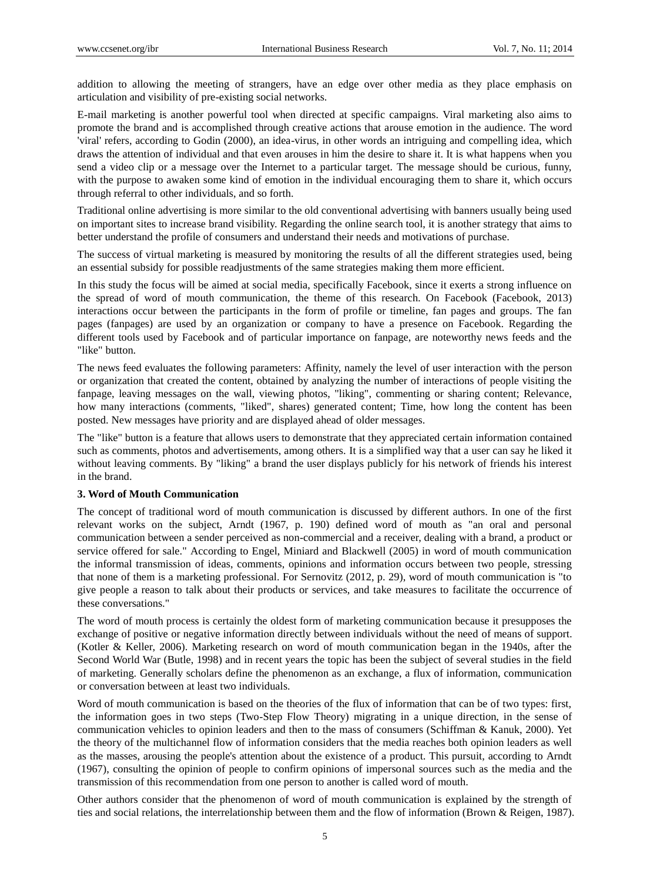addition to allowing the meeting of strangers, have an edge over other media as they place emphasis on articulation and visibility of pre-existing social networks.

E-mail marketing is another powerful tool when directed at specific campaigns. Viral marketing also aims to promote the brand and is accomplished through creative actions that arouse emotion in the audience. The word 'viral' refers, according to Godin (2000), an idea-virus, in other words an intriguing and compelling idea, which draws the attention of individual and that even arouses in him the desire to share it. It is what happens when you send a video clip or a message over the Internet to a particular target. The message should be curious, funny, with the purpose to awaken some kind of emotion in the individual encouraging them to share it, which occurs through referral to other individuals, and so forth.

Traditional online advertising is more similar to the old conventional advertising with banners usually being used on important sites to increase brand visibility. Regarding the online search tool, it is another strategy that aims to better understand the profile of consumers and understand their needs and motivations of purchase.

The success of virtual marketing is measured by monitoring the results of all the different strategies used, being an essential subsidy for possible readjustments of the same strategies making them more efficient.

In this study the focus will be aimed at social media, specifically Facebook, since it exerts a strong influence on the spread of word of mouth communication, the theme of this research. On Facebook (Facebook, 2013) interactions occur between the participants in the form of profile or timeline, fan pages and groups. The fan pages (fanpages) are used by an organization or company to have a presence on Facebook. Regarding the different tools used by Facebook and of particular importance on fanpage, are noteworthy news feeds and the "like" button.

The news feed evaluates the following parameters: Affinity, namely the level of user interaction with the person or organization that created the content, obtained by analyzing the number of interactions of people visiting the fanpage, leaving messages on the wall, viewing photos, "liking", commenting or sharing content; Relevance, how many interactions (comments, "liked", shares) generated content; Time, how long the content has been posted. New messages have priority and are displayed ahead of older messages.

The "like" button is a feature that allows users to demonstrate that they appreciated certain information contained such as comments, photos and advertisements, among others. It is a simplified way that a user can say he liked it without leaving comments. By "liking" a brand the user displays publicly for his network of friends his interest in the brand.

## 3. Word of Mouth Communication

The concept of traditional word of mouth communication is discussed by different authors. In one of the first relevant works on the subject, Arndt (1967, p. 190) defined word of mouth as "an oral and personal communication between a sender perceived as non-commercial and a receiver, dealing with a brand, a product or service offered for sale." According to Engel, Miniard and Blackwell (2005) in word of mouth communication the informal transmission of ideas, comments, opinions and information occurs between two people, stressing that none of them is a marketing professional. For Sernovitz (2012, p. 29), word of mouth communication is "to give people a reason to talk about their products or services, and take measures to facilitate the occurrence of these conversations."

The word of mouth process is certainly the oldest form of marketing communication because it presupposes the exchange of positive or negative information directly between individuals without the need of means of support. (Kotler & Keller, 2006). Marketing research on word of mouth communication began in the 1940s, after the Second World War (Butle, 1998) and in recent years the topic has been the subject of several studies in the field of marketing. Generally scholars define the phenomenon as an exchange, a flux of information, communication or conversation between at least two individuals.

Word of mouth communication is based on the theories of the flux of information that can be of two types: first, the information goes in two steps (Two-Step Flow Theory) migrating in a unique direction, in the sense of communication vehicles to opinion leaders and then to the mass of consumers (Schiffman & Kanuk, 2000). Yet the theory of the multichannel flow of information considers that the media reaches both opinion leaders as well as the masses, arousing the people's attention about the existence of a product. This pursuit, according to Arndt (1967), consulting the opinion of people to confirm opinions of impersonal sources such as the media and the transmission of this recommendation from one person to another is called word of mouth.

Other authors consider that the phenomenon of word of mouth communication is explained by the strength of ties and social relations, the interrelationship between them and the flow of information (Brown & Reigen, 1987).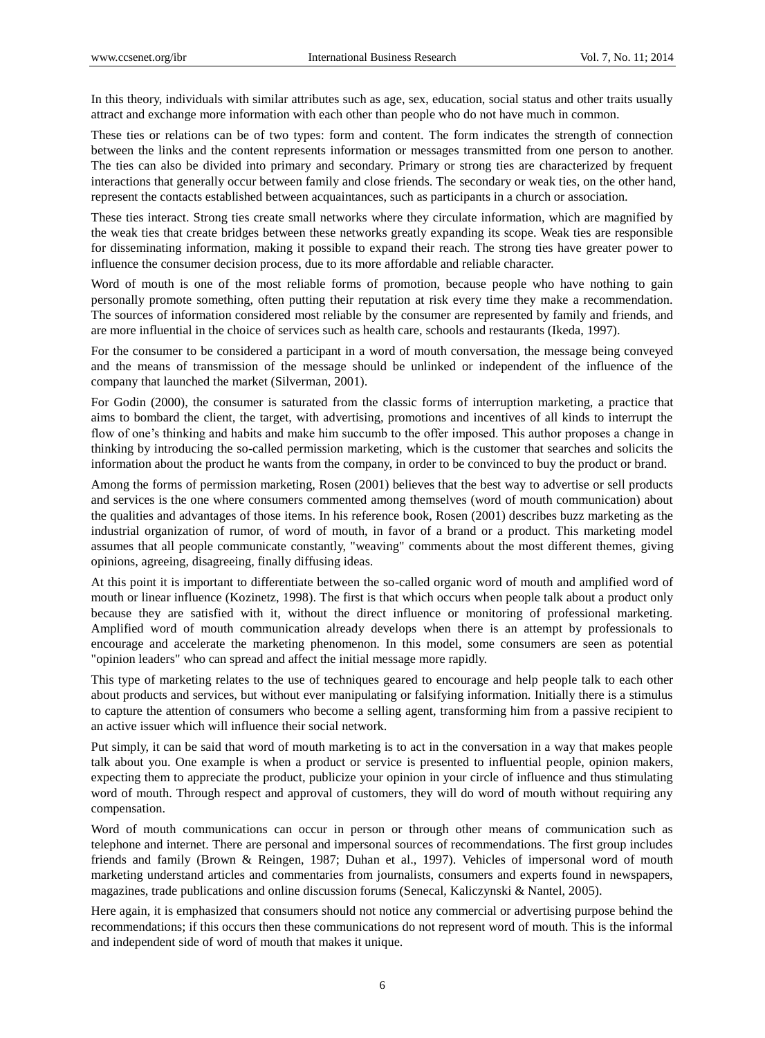In this theory, individuals with similar attributes such as age, sex, education, social status and other traits usually attract and exchange more information with each other than people who do not have much in common.

These ties or relations can be of two types: form and content. The form indicates the strength of connection between the links and the content represents information or messages transmitted from one person to another. The ties can also be divided into primary and secondary. Primary or strong ties are characterized by frequent interactions that generally occur between family and close friends. The secondary or weak ties, on the other hand, represent the contacts established between acquaintances, such as participants in a church or association.

These ties interact. Strong ties create small networks where they circulate information, which are magnified by the weak ties that create bridges between these networks greatly expanding its scope. Weak ties are responsible for disseminating information, making it possible to expand their reach. The strong ties have greater power to influence the consumer decision process, due to its more affordable and reliable character.

Word of mouth is one of the most reliable forms of promotion, because people who have nothing to gain personally promote something, often putting their reputation at risk every time they make a recommendation. The sources of information considered most reliable by the consumer are represented by family and friends, and are more influential in the choice of services such as health care, schools and restaurants (Ikeda, 1997).

For the consumer to be considered a participant in a word of mouth conversation, the message being conveyed and the means of transmission of the message should be unlinked or independent of the influence of the company that launched the market (Silverman, 2001).

For Godin (2000), the consumer is saturated from the classic forms of interruption marketing, a practice that aims to bombard the client, the target, with advertising, promotions and incentives of all kinds to interrupt the flow of one's thinking and habits and make him succumb to the offer imposed. This author proposes a change in thinking by introducing the so-called permission marketing, which is the customer that searches and solicits the information about the product he wants from the company, in order to be convinced to buy the product or brand.

Among the forms of permission marketing, Rosen (2001) believes that the best way to advertise or sell products and services is the one where consumers commented among themselves (word of mouth communication) about the qualities and advantages of those items. In his reference book, Rosen (2001) describes buzz marketing as the industrial organization of rumor, of word of mouth, in favor of a brand or a product. This marketing model assumes that all people communicate constantly, "weaving" comments about the most different themes, giving opinions, agreeing, disagreeing, finally diffusing ideas.

At this point it is important to differentiate between the so-called organic word of mouth and amplified word of mouth or linear influence (Kozinetz, 1998). The first is that which occurs when people talk about a product only because they are satisfied with it, without the direct influence or monitoring of professional marketing. Amplified word of mouth communication already develops when there is an attempt by professionals to encourage and accelerate the marketing phenomenon. In this model, some consumers are seen as potential "opinion leaders" who can spread and affect the initial message more rapidly.

This type of marketing relates to the use of techniques geared to encourage and help people talk to each other about products and services, but without ever manipulating or falsifying information. Initially there is a stimulus to capture the attention of consumers who become a selling agent, transforming him from a passive recipient to an active issuer which will influence their social network.

Put simply, it can be said that word of mouth marketing is to act in the conversation in a way that makes people talk about you. One example is when a product or service is presented to influential people, opinion makers, expecting them to appreciate the product, publicize your opinion in your circle of influence and thus stimulating word of mouth. Through respect and approval of customers, they will do word of mouth without requiring any compensation.

Word of mouth communications can occur in person or through other means of communication such as telephone and internet. There are personal and impersonal sources of recommendations. The first group includes friends and family (Brown & Reingen, 1987; Duhan et al., 1997). Vehicles of impersonal word of mouth marketing understand articles and commentaries from journalists, consumers and experts found in newspapers, magazines, trade publications and online discussion forums (Senecal, Kaliczynski & Nantel, 2005).

Here again, it is emphasized that consumers should not notice any commercial or advertising purpose behind the recommendations; if this occurs then these communications do not represent word of mouth. This is the informal and independent side of word of mouth that makes it unique.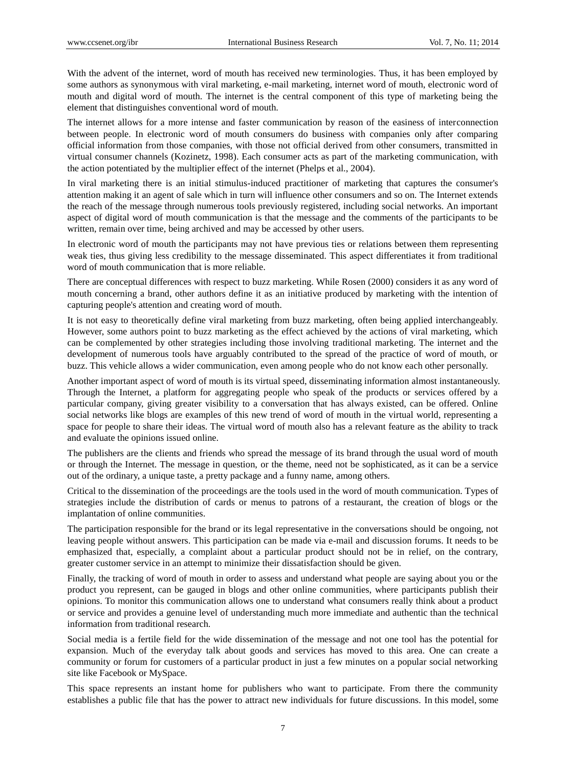With the advent of the internet, word of mouth has received new terminologies. Thus, it has been employed by some authors as synonymous with viral marketing, e-mail marketing, internet word of mouth, electronic word of mouth and digital word of mouth. The internet is the central component of this type of marketing being the element that distinguishes conventional word of mouth.

The internet allows for a more intense and faster communication by reason of the easiness of interconnection between people. In electronic word of mouth consumers do business with companies only after comparing official information from those companies, with those not official derived from other consumers, transmitted in virtual consumer channels (Kozinetz, 1998). Each consumer acts as part of the marketing communication, with the action potentiated by the multiplier effect of the internet (Phelps et al., 2004).

In viral marketing there is an initial stimulus-induced practitioner of marketing that captures the consumer's attention making it an agent of sale which in turn will influence other consumers and so on. The Internet extends the reach of the message through numerous tools previously registered, including social networks. An important aspect of digital word of mouth communication is that the message and the comments of the participants to be written, remain over time, being archived and may be accessed by other users.

In electronic word of mouth the participants may not have previous ties or relations between them representing weak ties, thus giving less credibility to the message disseminated. This aspect differentiates it from traditional word of mouth communication that is more reliable.

There are conceptual differences with respect to buzz marketing. While Rosen (2000) considers it as any word of mouth concerning a brand, other authors define it as an initiative produced by marketing with the intention of capturing people's attention and creating word of mouth.

It is not easy to theoretically define viral marketing from buzz marketing, often being applied interchangeably. However, some authors point to buzz marketing as the effect achieved by the actions of viral marketing, which can be complemented by other strategies including those involving traditional marketing. The internet and the development of numerous tools have arguably contributed to the spread of the practice of word of mouth, or buzz. This vehicle allows a wider communication, even among people who do not know each other personally.

Another important aspect of word of mouth is its virtual speed, disseminating information almost instantaneously. Through the Internet, a platform for aggregating people who speak of the products or services offered by a particular company, giving greater visibility to a conversation that has always existed, can be offered. Online social networks like blogs are examples of this new trend of word of mouth in the virtual world, representing a space for people to share their ideas. The virtual word of mouth also has a relevant feature as the ability to track and evaluate the opinions issued online.

The publishers are the clients and friends who spread the message of its brand through the usual word of mouth or through the Internet. The message in question, or the theme, need not be sophisticated, as it can be a service out of the ordinary, a unique taste, a pretty package and a funny name, among others.

Critical to the dissemination of the proceedings are the tools used in the word of mouth communication. Types of strategies include the distribution of cards or menus to patrons of a restaurant, the creation of blogs or the implantation of online communities.

The participation responsible for the brand or its legal representative in the conversations should be ongoing, not leaving people without answers. This participation can be made via e-mail and discussion forums. It needs to be emphasized that, especially, a complaint about a particular product should not be in relief, on the contrary, greater customer service in an attempt to minimize their dissatisfaction should be given.

Finally, the tracking of word of mouth in order to assess and understand what people are saying about you or the product you represent, can be gauged in blogs and other online communities, where participants publish their opinions. To monitor this communication allows one to understand what consumers really think about a product or service and provides a genuine level of understanding much more immediate and authentic than the technical information from traditional research.

Social media is a fertile field for the wide dissemination of the message and not one tool has the potential for expansion. Much of the everyday talk about goods and services has moved to this area. One can create a community or forum for customers of a particular product in just a few minutes on a popular social networking site like Facebook or MySpace.

This space represents an instant home for publishers who want to participate. From there the community establishes a public file that has the power to attract new individuals for future discussions. In this model, some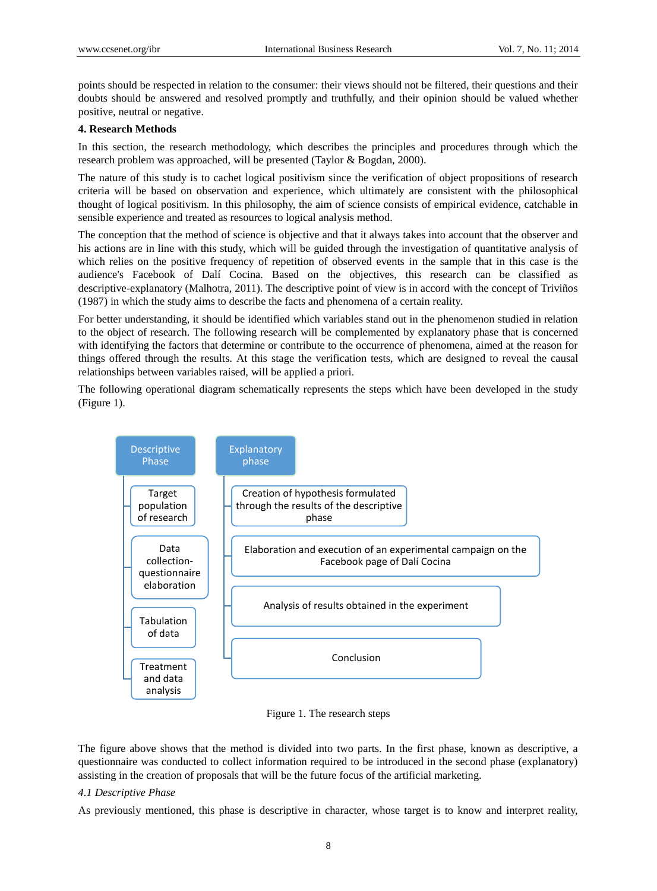points should be respected in relation to the consumer: their views should not be filtered, their questions and their doubts should be answered and resolved promptly and truthfully, and their opinion should be valued whether positive, neutral or negative.

## 4. Research Methods

In this section, the research methodology, which describes the principles and procedures through which the research problem was approached, will be presented (Taylor & Bogdan, 2000).

The nature of this study is to cachet logical positivism since the verification of object propositions of research criteria will be based on observation and experience, which ultimately are consistent with the philosophical thought of logical positivism. In this philosophy, the aim of science consists of empirical evidence, catchable in sensible experience and treated as resources to logical analysis method.

The conception that the method of science is objective and that it always takes into account that the observer and his actions are in line with this study, which will be guided through the investigation of quantitative analysis of which relies on the positive frequency of repetition of observed events in the sample that in this case is the audience's Facebook of Dalí Cocina. Based on the objectives, this research can be classified as descriptive-explanatory (Malhotra, 2011). The descriptive point of view is in accord with the concept of Triviños (1987) in which the study aims to describe the facts and phenomena of a certain reality.

For better understanding, it should be identified which variables stand out in the phenomenon studied in relation to the object of research. The following research will be complemented by explanatory phase that is concerned with identifying the factors that determine or contribute to the occurrence of phenomena, aimed at the reason for things offered through the results. At this stage the verification tests, which are designed to reveal the causal relationships between variables raised, will be applied a priori.

The following operational diagram schematically represents the steps which have been developed in the study (Figure 1).

**Descriptive Phase**
- Target population of research
- Data collection-questionnaire elaboration
- Tabulation of data
- Treatment and data analysis

**Explanatory phase**
- Creation of hypothesis formulated through the results of the descriptive phase
- Elaboration and execution of an experimental campaign on the Facebook page of Dalí Cocina
- Analysis of results obtained in the experiment
- Conclusion

Figure 1. The research steps

The figure above shows that the method is divided into two parts. In the first phase, known as descriptive, a questionnaire was conducted to collect information required to be introduced in the second phase (explanatory) assisting in the creation of proposals that will be the future focus of the artificial marketing.

### *4.1 Descriptive Phase*

As previously mentioned, this phase is descriptive in character, whose target is to know and interpret reality,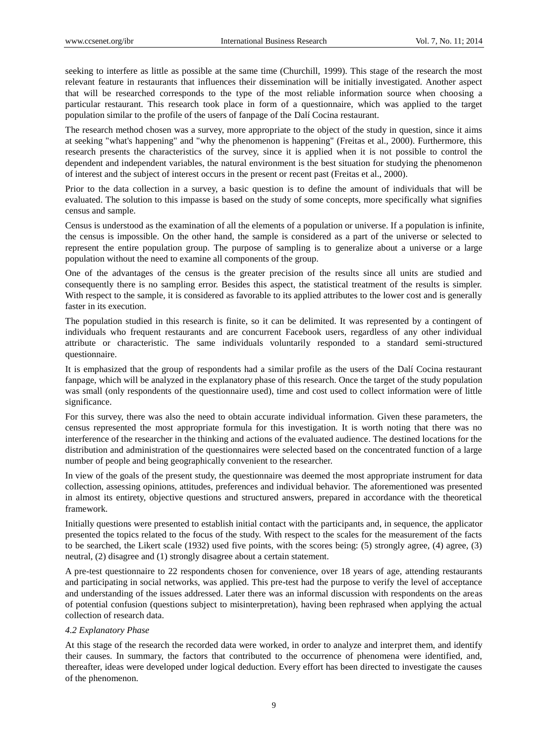seeking to interfere as little as possible at the same time (Churchill, 1999). This stage of the research the most relevant feature in restaurants that influences their dissemination will be initially investigated. Another aspect that will be researched corresponds to the type of the most reliable information source when choosing a particular restaurant. This research took place in form of a questionnaire, which was applied to the target population similar to the profile of the users of fanpage of the Dalí Cocina restaurant.

The research method chosen was a survey, more appropriate to the object of the study in question, since it aims at seeking "what's happening" and "why the phenomenon is happening" (Freitas et al., 2000). Furthermore, this research presents the characteristics of the survey, since it is applied when it is not possible to control the dependent and independent variables, the natural environment is the best situation for studying the phenomenon of interest and the subject of interest occurs in the present or recent past (Freitas et al., 2000).

Prior to the data collection in a survey, a basic question is to define the amount of individuals that will be evaluated. The solution to this impasse is based on the study of some concepts, more specifically what signifies census and sample.

Census is understood as the examination of all the elements of a population or universe. If a population is infinite, the census is impossible. On the other hand, the sample is considered as a part of the universe or selected to represent the entire population group. The purpose of sampling is to generalize about a universe or a large population without the need to examine all components of the group.

One of the advantages of the census is the greater precision of the results since all units are studied and consequently there is no sampling error. Besides this aspect, the statistical treatment of the results is simpler. With respect to the sample, it is considered as favorable to its applied attributes to the lower cost and is generally faster in its execution.

The population studied in this research is finite, so it can be delimited. It was represented by a contingent of individuals who frequent restaurants and are concurrent Facebook users, regardless of any other individual attribute or characteristic. The same individuals voluntarily responded to a standard semi-structured questionnaire.

It is emphasized that the group of respondents had a similar profile as the users of the Dalí Cocina restaurant fanpage, which will be analyzed in the explanatory phase of this research. Once the target of the study population was small (only respondents of the questionnaire used), time and cost used to collect information were of little significance.

For this survey, there was also the need to obtain accurate individual information. Given these parameters, the census represented the most appropriate formula for this investigation. It is worth noting that there was no interference of the researcher in the thinking and actions of the evaluated audience. The destined locations for the distribution and administration of the questionnaires were selected based on the concentrated function of a large number of people and being geographically convenient to the researcher.

In view of the goals of the present study, the questionnaire was deemed the most appropriate instrument for data collection, assessing opinions, attitudes, preferences and individual behavior. The aforementioned was presented in almost its entirety, objective questions and structured answers, prepared in accordance with the theoretical framework.

Initially questions were presented to establish initial contact with the participants and, in sequence, the applicator presented the topics related to the focus of the study. With respect to the scales for the measurement of the facts to be searched, the Likert scale (1932) used five points, with the scores being: (5) strongly agree, (4) agree, (3) neutral, (2) disagree and (1) strongly disagree about a certain statement.

A pre-test questionnaire to 22 respondents chosen for convenience, over 18 years of age, attending restaurants and participating in social networks, was applied. This pre-test had the purpose to verify the level of acceptance and understanding of the issues addressed. Later there was an informal discussion with respondents on the areas of potential confusion (questions subject to misinterpretation), having been rephrased when applying the actual collection of research data.

### *4.2 Explanatory Phase*

At this stage of the research the recorded data were worked, in order to analyze and interpret them, and identify their causes. In summary, the factors that contributed to the occurrence of phenomena were identified, and, thereafter, ideas were developed under logical deduction. Every effort has been directed to investigate the causes of the phenomenon.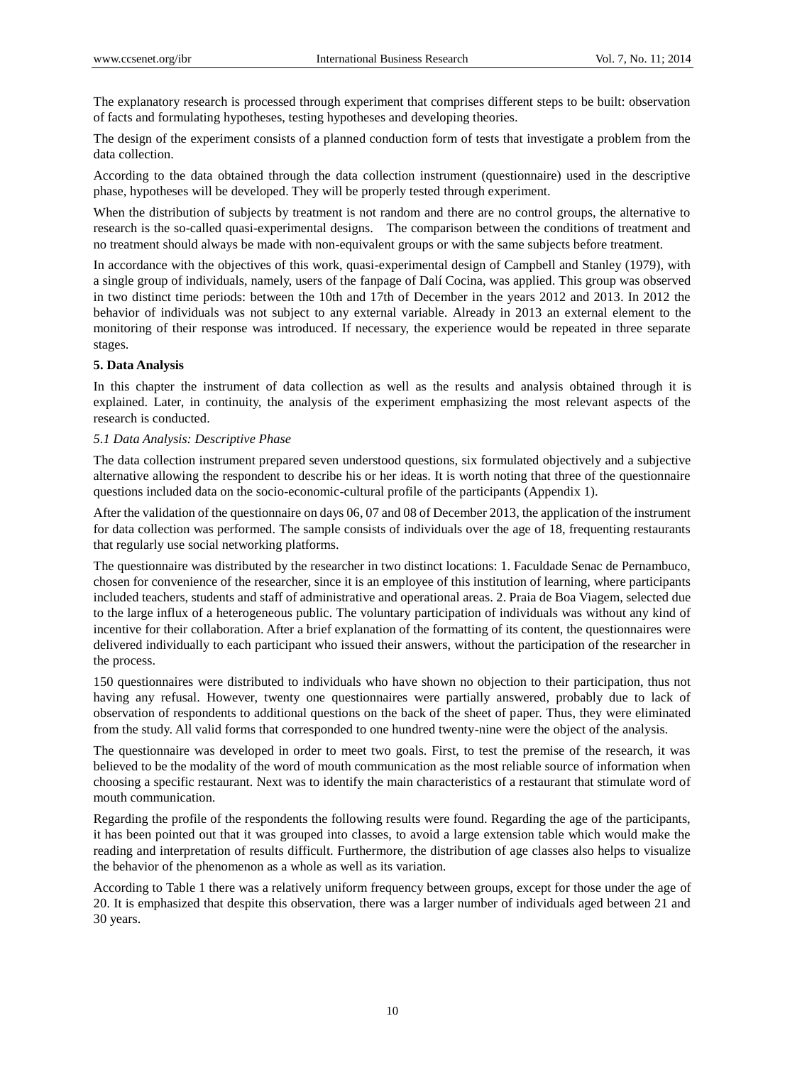The explanatory research is processed through experiment that comprises different steps to be built: observation of facts and formulating hypotheses, testing hypotheses and developing theories.

The design of the experiment consists of a planned conduction form of tests that investigate a problem from the data collection.

According to the data obtained through the data collection instrument (questionnaire) used in the descriptive phase, hypotheses will be developed. They will be properly tested through experiment.

When the distribution of subjects by treatment is not random and there are no control groups, the alternative to research is the so-called quasi-experimental designs. The comparison between the conditions of treatment and no treatment should always be made with non-equivalent groups or with the same subjects before treatment.

In accordance with the objectives of this work, quasi-experimental design of Campbell and Stanley (1979), with a single group of individuals, namely, users of the fanpage of Dalí Cocina, was applied. This group was observed in two distinct time periods: between the 10th and 17th of December in the years 2012 and 2013. In 2012 the behavior of individuals was not subject to any external variable. Already in 2013 an external element to the monitoring of their response was introduced. If necessary, the experience would be repeated in three separate stages.

## 5. Data Analysis

In this chapter the instrument of data collection as well as the results and analysis obtained through it is explained. Later, in continuity, the analysis of the experiment emphasizing the most relevant aspects of the research is conducted.

### *5.1 Data Analysis: Descriptive Phase*

The data collection instrument prepared seven understood questions, six formulated objectively and a subjective alternative allowing the respondent to describe his or her ideas. It is worth noting that three of the questionnaire questions included data on the socio-economic-cultural profile of the participants (Appendix 1).

After the validation of the questionnaire on days 06, 07 and 08 of December 2013, the application of the instrument for data collection was performed. The sample consists of individuals over the age of 18, frequenting restaurants that regularly use social networking platforms.

The questionnaire was distributed by the researcher in two distinct locations: 1. Faculdade Senac de Pernambuco, chosen for convenience of the researcher, since it is an employee of this institution of learning, where participants included teachers, students and staff of administrative and operational areas. 2. Praia de Boa Viagem, selected due to the large influx of a heterogeneous public. The voluntary participation of individuals was without any kind of incentive for their collaboration. After a brief explanation of the formatting of its content, the questionnaires were delivered individually to each participant who issued their answers, without the participation of the researcher in the process.

150 questionnaires were distributed to individuals who have shown no objection to their participation, thus not having any refusal. However, twenty one questionnaires were partially answered, probably due to lack of observation of respondents to additional questions on the back of the sheet of paper. Thus, they were eliminated from the study. All valid forms that corresponded to one hundred twenty-nine were the object of the analysis.

The questionnaire was developed in order to meet two goals. First, to test the premise of the research, it was believed to be the modality of the word of mouth communication as the most reliable source of information when choosing a specific restaurant. Next was to identify the main characteristics of a restaurant that stimulate word of mouth communication.

Regarding the profile of the respondents the following results were found. Regarding the age of the participants, it has been pointed out that it was grouped into classes, to avoid a large extension table which would make the reading and interpretation of results difficult. Furthermore, the distribution of age classes also helps to visualize the behavior of the phenomenon as a whole as well as its variation.

According to Table 1 there was a relatively uniform frequency between groups, except for those under the age of 20. It is emphasized that despite this observation, there was a larger number of individuals aged between 21 and 30 years.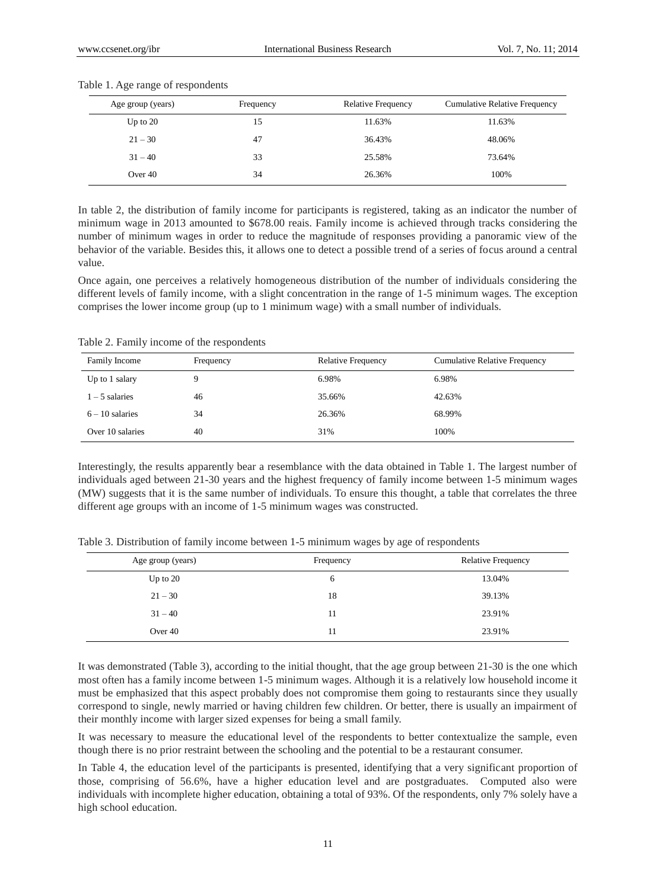Table 1. Age range of respondents

| Age group (years) | Frequency | Relative Frequency | Cumulative Relative Frequency |
|---|---|---|---|
| Up to 20 | 15 | 11.63% | 11.63% |
| 21 – 30 | 47 | 36.43% | 48.06% |
| 31 – 40 | 33 | 25.58% | 73.64% |
| Over 40 | 34 | 26.36% | 100% |

In table 2, the distribution of family income for participants is registered, taking as an indicator the number of minimum wage in 2013 amounted to $678.00 reais. Family income is achieved through tracks considering the number of minimum wages in order to reduce the magnitude of responses providing a panoramic view of the behavior of the variable. Besides this, it allows one to detect a possible trend of a series of focus around a central value.

Once again, one perceives a relatively homogeneous distribution of the number of individuals considering the different levels of family income, with a slight concentration in the range of 1-5 minimum wages. The exception comprises the lower income group (up to 1 minimum wage) with a small number of individuals.

Table 2. Family income of the respondents

| Family Income | Frequency | Relative Frequency | Cumulative Relative Frequency |
|---|---|---|---|
| Up to 1 salary | 9 | 6.98% | 6.98% |
| 1 – 5 salaries | 46 | 35.66% | 42.63% |
| 6 – 10 salaries | 34 | 26.36% | 68.99% |
| Over 10 salaries | 40 | 31% | 100% |

Interestingly, the results apparently bear a resemblance with the data obtained in Table 1. The largest number of individuals aged between 21-30 years and the highest frequency of family income between 1-5 minimum wages (MW) suggests that it is the same number of individuals. To ensure this thought, a table that correlates the three different age groups with an income of 1-5 minimum wages was constructed.

Table 3. Distribution of family income between 1-5 minimum wages by age of respondents

| Age group (years) | Frequency | Relative Frequency |
|---|---|---|
| Up to 20 | 6 | 13.04% |
| 21 – 30 | 18 | 39.13% |
| 31 – 40 | 11 | 23.91% |
| Over 40 | 11 | 23.91% |

It was demonstrated (Table 3), according to the initial thought, that the age group between 21-30 is the one which most often has a family income between 1-5 minimum wages. Although it is a relatively low household income it must be emphasized that this aspect probably does not compromise them going to restaurants since they usually correspond to single, newly married or having children few children. Or better, there is usually an impairment of their monthly income with larger sized expenses for being a small family.

It was necessary to measure the educational level of the respondents to better contextualize the sample, even though there is no prior restraint between the schooling and the potential to be a restaurant consumer.

In Table 4, the education level of the participants is presented, identifying that a very significant proportion of those, comprising of 56.6%, have a higher education level and are postgraduates. Computed also were individuals with incomplete higher education, obtaining a total of 93%. Of the respondents, only 7% solely have a high school education.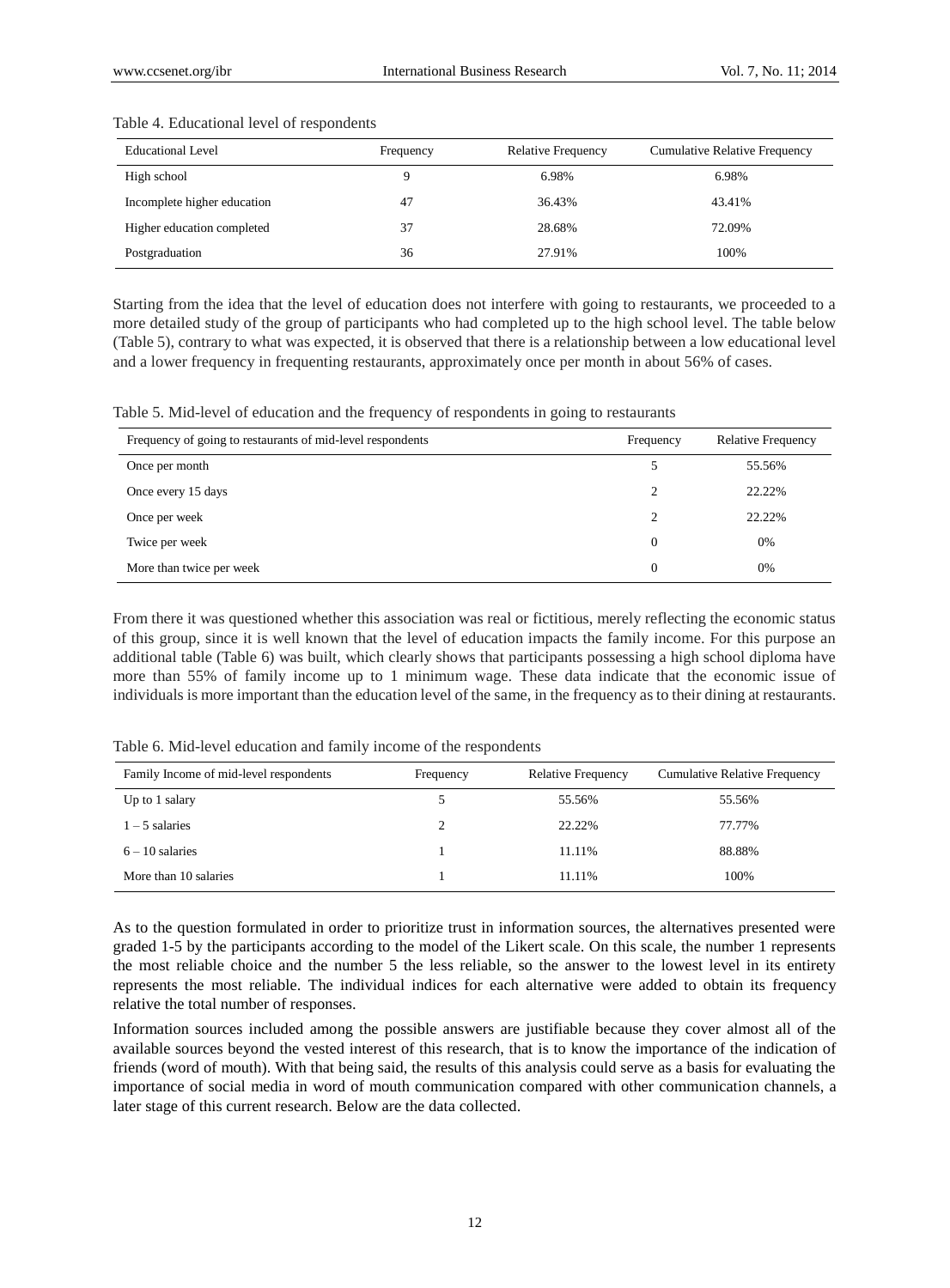Table 4. Educational level of respondents

| Educational Level | Frequency | Relative Frequency | Cumulative Relative Frequency |
|---|---|---|---|
| High school | 9 | 6.98% | 6.98% |
| Incomplete higher education | 47 | 36.43% | 43.41% |
| Higher education completed | 37 | 28.68% | 72.09% |
| Postgraduation | 36 | 27.91% | 100% |

Starting from the idea that the level of education does not interfere with going to restaurants, we proceeded to a more detailed study of the group of participants who had completed up to the high school level. The table below (Table 5), contrary to what was expected, it is observed that there is a relationship between a low educational level and a lower frequency in frequenting restaurants, approximately once per month in about 56% of cases.

Table 5. Mid-level of education and the frequency of respondents in going to restaurants

| Frequency of going to restaurants of mid-level respondents | Frequency | Relative Frequency |
|---|---|---|
| Once per month | 5 | 55.56% |
| Once every 15 days | 2 | 22.22% |
| Once per week | 2 | 22.22% |
| Twice per week | 0 | 0% |
| More than twice per week | 0 | 0% |

From there it was questioned whether this association was real or fictitious, merely reflecting the economic status of this group, since it is well known that the level of education impacts the family income. For this purpose an additional table (Table 6) was built, which clearly shows that participants possessing a high school diploma have more than 55% of family income up to 1 minimum wage. These data indicate that the economic issue of individuals is more important than the education level of the same, in the frequency as to their dining at restaurants.

Table 6. Mid-level education and family income of the respondents

| Family Income of mid-level respondents | Frequency | Relative Frequency | Cumulative Relative Frequency |
|---|---|---|---|
| Up to 1 salary | 5 | 55.56% | 55.56% |
| 1 – 5 salaries | 2 | 22.22% | 77.77% |
| 6 – 10 salaries | 1 | 11.11% | 88.88% |
| More than 10 salaries | 1 | 11.11% | 100% |

As to the question formulated in order to prioritize trust in information sources, the alternatives presented were graded 1-5 by the participants according to the model of the Likert scale. On this scale, the number 1 represents the most reliable choice and the number 5 the less reliable, so the answer to the lowest level in its entirety represents the most reliable. The individual indices for each alternative were added to obtain its frequency relative the total number of responses.

Information sources included among the possible answers are justifiable because they cover almost all of the available sources beyond the vested interest of this research, that is to know the importance of the indication of friends (word of mouth). With that being said, the results of this analysis could serve as a basis for evaluating the importance of social media in word of mouth communication compared with other communication channels, a later stage of this current research. Below are the data collected.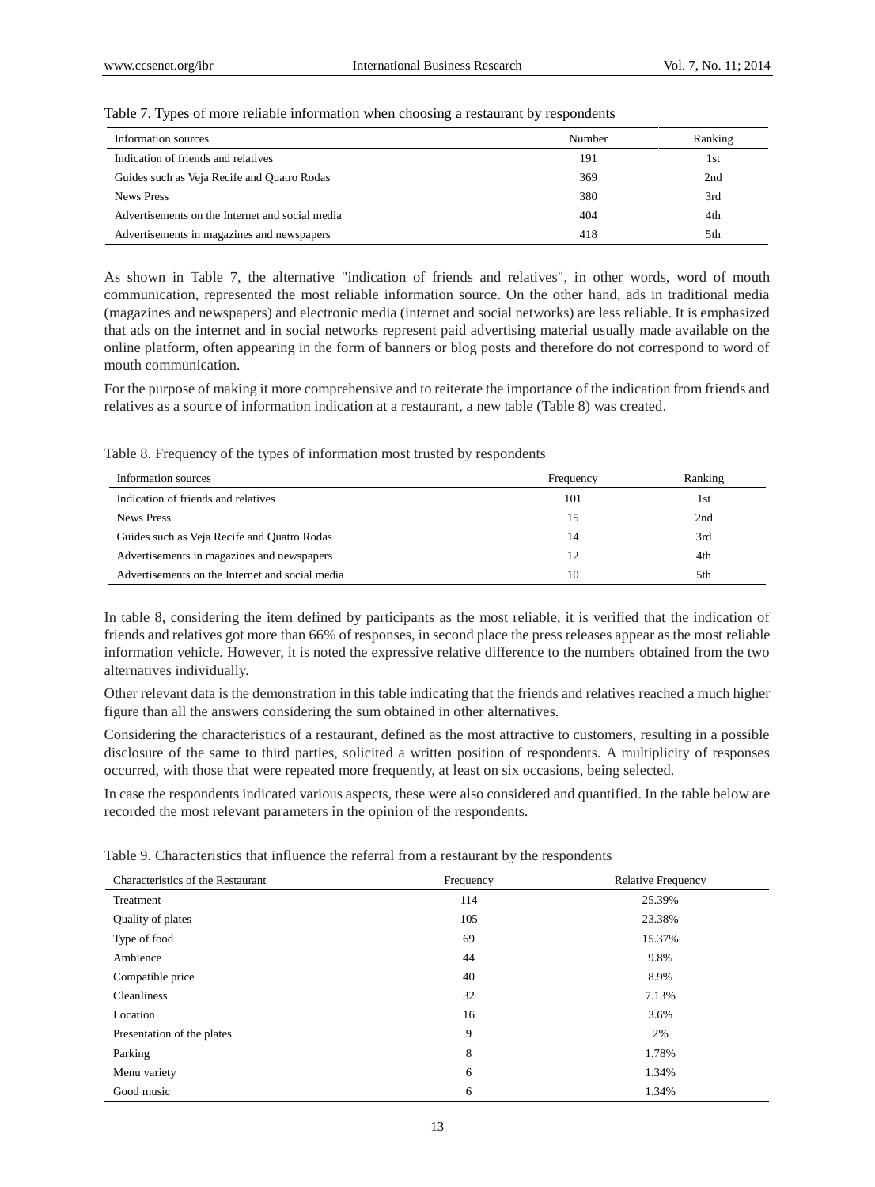Table 7. Types of more reliable information when choosing a restaurant by respondents

| Information sources | Number | Ranking |
|---|---|---|
| Indication of friends and relatives | 191 | 1st |
| Guides such as Veja Recife and Quatro Rodas | 369 | 2nd |
| News Press | 380 | 3rd |
| Advertisements on the Internet and social media | 404 | 4th |
| Advertisements in magazines and newspapers | 418 | 5th |

As shown in Table 7, the alternative "indication of friends and relatives", in other words, word of mouth communication, represented the most reliable information source. On the other hand, ads in traditional media (magazines and newspapers) and electronic media (internet and social networks) are less reliable. It is emphasized that ads on the internet and in social networks represent paid advertising material usually made available on the online platform, often appearing in the form of banners or blog posts and therefore do not correspond to word of mouth communication.

For the purpose of making it more comprehensive and to reiterate the importance of the indication from friends and relatives as a source of information indication at a restaurant, a new table (Table 8) was created.

Table 8. Frequency of the types of information most trusted by respondents

| Information sources | Frequency | Ranking |
|---|---|---|
| Indication of friends and relatives | 101 | 1st |
| News Press | 15 | 2nd |
| Guides such as Veja Recife and Quatro Rodas | 14 | 3rd |
| Advertisements in magazines and newspapers | 12 | 4th |
| Advertisements on the Internet and social media | 10 | 5th |

In table 8, considering the item defined by participants as the most reliable, it is verified that the indication of friends and relatives got more than 66% of responses, in second place the press releases appear as the most reliable information vehicle. However, it is noted the expressive relative difference to the numbers obtained from the two alternatives individually.

Other relevant data is the demonstration in this table indicating that the friends and relatives reached a much higher figure than all the answers considering the sum obtained in other alternatives.

Considering the characteristics of a restaurant, defined as the most attractive to customers, resulting in a possible disclosure of the same to third parties, solicited a written position of respondents. A multiplicity of responses occurred, with those that were repeated more frequently, at least on six occasions, being selected.

In case the respondents indicated various aspects, these were also considered and quantified. In the table below are recorded the most relevant parameters in the opinion of the respondents.

Table 9. Characteristics that influence the referral from a restaurant by the respondents

| Characteristics of the Restaurant | Frequency | Relative Frequency |
|---|---|---|
| Treatment | 114 | 25.39% |
| Quality of plates | 105 | 23.38% |
| Type of food | 69 | 15.37% |
| Ambience | 44 | 9.8% |
| Compatible price | 40 | 8.9% |
| Cleanliness | 32 | 7.13% |
| Location | 16 | 3.6% |
| Presentation of the plates | 9 | 2% |
| Parking | 8 | 1.78% |
| Menu variety | 6 | 1.34% |
| Good music | 6 | 1.34% |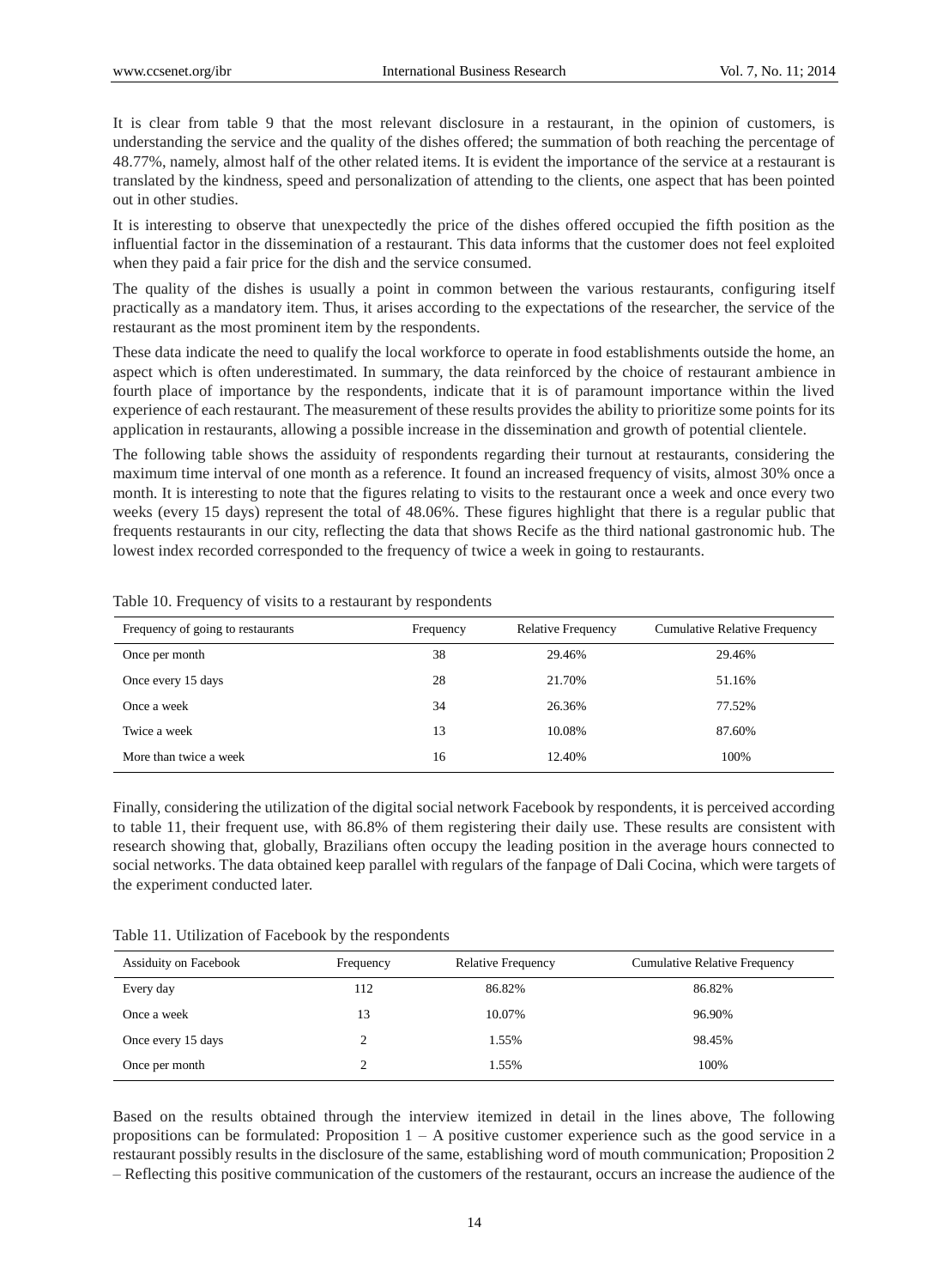It is clear from table 9 that the most relevant disclosure in a restaurant, in the opinion of customers, is understanding the service and the quality of the dishes offered; the summation of both reaching the percentage of 48.77%, namely, almost half of the other related items. It is evident the importance of the service at a restaurant is translated by the kindness, speed and personalization of attending to the clients, one aspect that has been pointed out in other studies.

It is interesting to observe that unexpectedly the price of the dishes offered occupied the fifth position as the influential factor in the dissemination of a restaurant. This data informs that the customer does not feel exploited when they paid a fair price for the dish and the service consumed.

The quality of the dishes is usually a point in common between the various restaurants, configuring itself practically as a mandatory item. Thus, it arises according to the expectations of the researcher, the service of the restaurant as the most prominent item by the respondents.

These data indicate the need to qualify the local workforce to operate in food establishments outside the home, an aspect which is often underestimated. In summary, the data reinforced by the choice of restaurant ambience in fourth place of importance by the respondents, indicate that it is of paramount importance within the lived experience of each restaurant. The measurement of these results provides the ability to prioritize some points for its application in restaurants, allowing a possible increase in the dissemination and growth of potential clientele.

The following table shows the assiduity of respondents regarding their turnout at restaurants, considering the maximum time interval of one month as a reference. It found an increased frequency of visits, almost 30% once a month. It is interesting to note that the figures relating to visits to the restaurant once a week and once every two weeks (every 15 days) represent the total of 48.06%. These figures highlight that there is a regular public that frequents restaurants in our city, reflecting the data that shows Recife as the third national gastronomic hub. The lowest index recorded corresponded to the frequency of twice a week in going to restaurants.

Table 10. Frequency of visits to a restaurant by respondents

| Frequency of going to restaurants | Frequency | Relative Frequency | Cumulative Relative Frequency |
|---|---|---|---|
| Once per month | 38 | 29.46% | 29.46% |
| Once every 15 days | 28 | 21.70% | 51.16% |
| Once a week | 34 | 26.36% | 77.52% |
| Twice a week | 13 | 10.08% | 87.60% |
| More than twice a week | 16 | 12.40% | 100% |

Finally, considering the utilization of the digital social network Facebook by respondents, it is perceived according to table 11, their frequent use, with 86.8% of them registering their daily use. These results are consistent with research showing that, globally, Brazilians often occupy the leading position in the average hours connected to social networks. The data obtained keep parallel with regulars of the fanpage of Dali Cocina, which were targets of the experiment conducted later.

Table 11. Utilization of Facebook by the respondents

| Assiduity on Facebook | Frequency | Relative Frequency | Cumulative Relative Frequency |
|---|---|---|---|
| Every day | 112 | 86.82% | 86.82% |
| Once a week | 13 | 10.07% | 96.90% |
| Once every 15 days | 2 | 1.55% | 98.45% |
| Once per month | 2 | 1.55% | 100% |

Based on the results obtained through the interview itemized in detail in the lines above, The following propositions can be formulated: Proposition 1 – A positive customer experience such as the good service in a restaurant possibly results in the disclosure of the same, establishing word of mouth communication; Proposition 2 – Reflecting this positive communication of the customers of the restaurant, occurs an increase the audience of the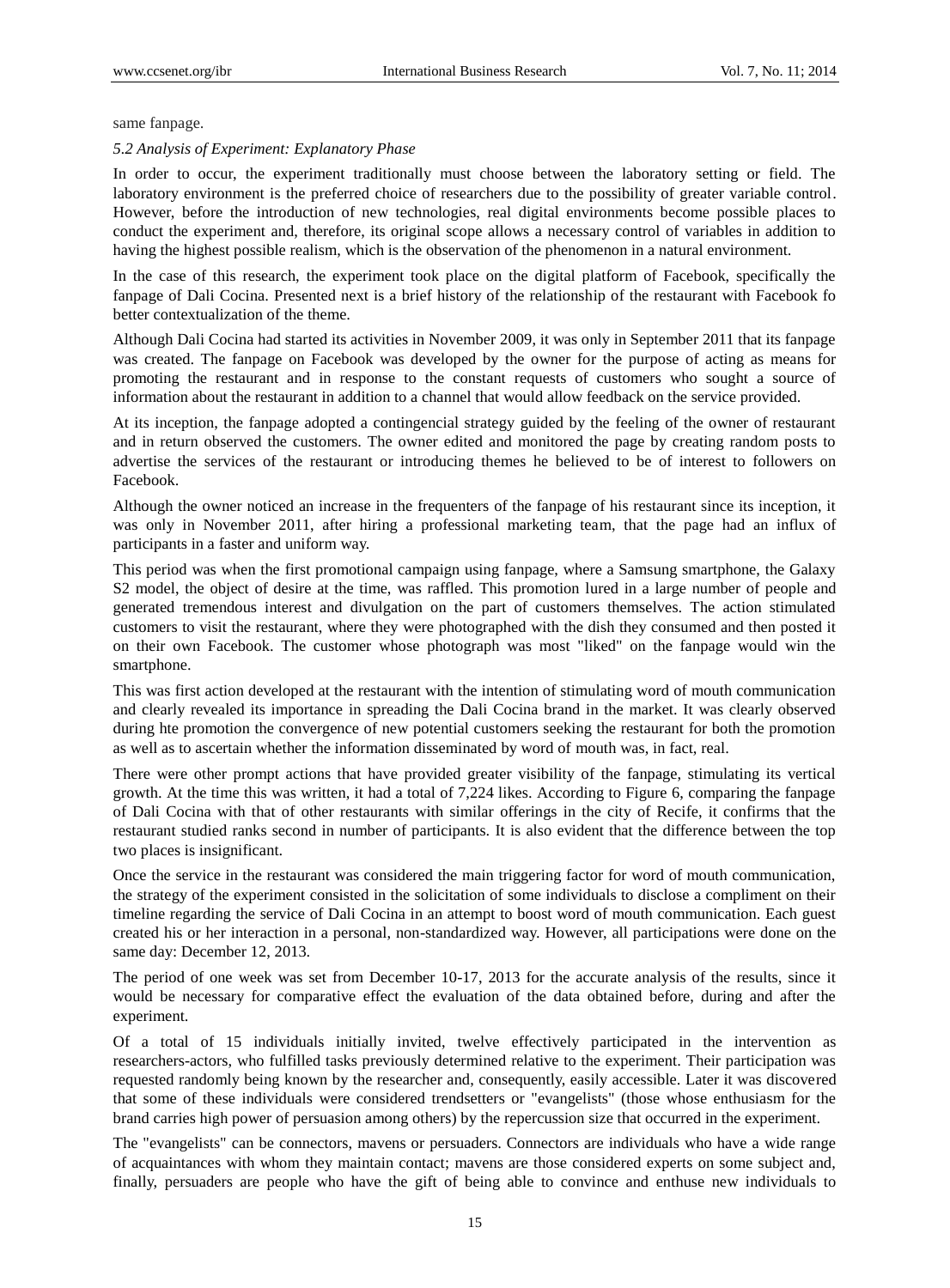same fanpage.

### *5.2 Analysis of Experiment: Explanatory Phase*

In order to occur, the experiment traditionally must choose between the laboratory setting or field. The laboratory environment is the preferred choice of researchers due to the possibility of greater variable control. However, before the introduction of new technologies, real digital environments become possible places to conduct the experiment and, therefore, its original scope allows a necessary control of variables in addition to having the highest possible realism, which is the observation of the phenomenon in a natural environment.

In the case of this research, the experiment took place on the digital platform of Facebook, specifically the fanpage of Dali Cocina. Presented next is a brief history of the relationship of the restaurant with Facebook fo better contextualization of the theme.

Although Dali Cocina had started its activities in November 2009, it was only in September 2011 that its fanpage was created. The fanpage on Facebook was developed by the owner for the purpose of acting as means for promoting the restaurant and in response to the constant requests of customers who sought a source of information about the restaurant in addition to a channel that would allow feedback on the service provided.

At its inception, the fanpage adopted a contingencial strategy guided by the feeling of the owner of restaurant and in return observed the customers. The owner edited and monitored the page by creating random posts to advertise the services of the restaurant or introducing themes he believed to be of interest to followers on Facebook.

Although the owner noticed an increase in the frequenters of the fanpage of his restaurant since its inception, it was only in November 2011, after hiring a professional marketing team, that the page had an influx of participants in a faster and uniform way.

This period was when the first promotional campaign using fanpage, where a Samsung smartphone, the Galaxy S2 model, the object of desire at the time, was raffled. This promotion lured in a large number of people and generated tremendous interest and divulgation on the part of customers themselves. The action stimulated customers to visit the restaurant, where they were photographed with the dish they consumed and then posted it on their own Facebook. The customer whose photograph was most "liked" on the fanpage would win the smartphone.

This was first action developed at the restaurant with the intention of stimulating word of mouth communication and clearly revealed its importance in spreading the Dali Cocina brand in the market. It was clearly observed during hte promotion the convergence of new potential customers seeking the restaurant for both the promotion as well as to ascertain whether the information disseminated by word of mouth was, in fact, real.

There were other prompt actions that have provided greater visibility of the fanpage, stimulating its vertical growth. At the time this was written, it had a total of 7,224 likes. According to Figure 6, comparing the fanpage of Dali Cocina with that of other restaurants with similar offerings in the city of Recife, it confirms that the restaurant studied ranks second in number of participants. It is also evident that the difference between the top two places is insignificant.

Once the service in the restaurant was considered the main triggering factor for word of mouth communication, the strategy of the experiment consisted in the solicitation of some individuals to disclose a compliment on their timeline regarding the service of Dali Cocina in an attempt to boost word of mouth communication. Each guest created his or her interaction in a personal, non-standardized way. However, all participations were done on the same day: December 12, 2013.

The period of one week was set from December 10-17, 2013 for the accurate analysis of the results, since it would be necessary for comparative effect the evaluation of the data obtained before, during and after the experiment.

Of a total of 15 individuals initially invited, twelve effectively participated in the intervention as researchers-actors, who fulfilled tasks previously determined relative to the experiment. Their participation was requested randomly being known by the researcher and, consequently, easily accessible. Later it was discovered that some of these individuals were considered trendsetters or "evangelists" (those whose enthusiasm for the brand carries high power of persuasion among others) by the repercussion size that occurred in the experiment.

The "evangelists" can be connectors, mavens or persuaders. Connectors are individuals who have a wide range of acquaintances with whom they maintain contact; mavens are those considered experts on some subject and, finally, persuaders are people who have the gift of being able to convince and enthuse new individuals to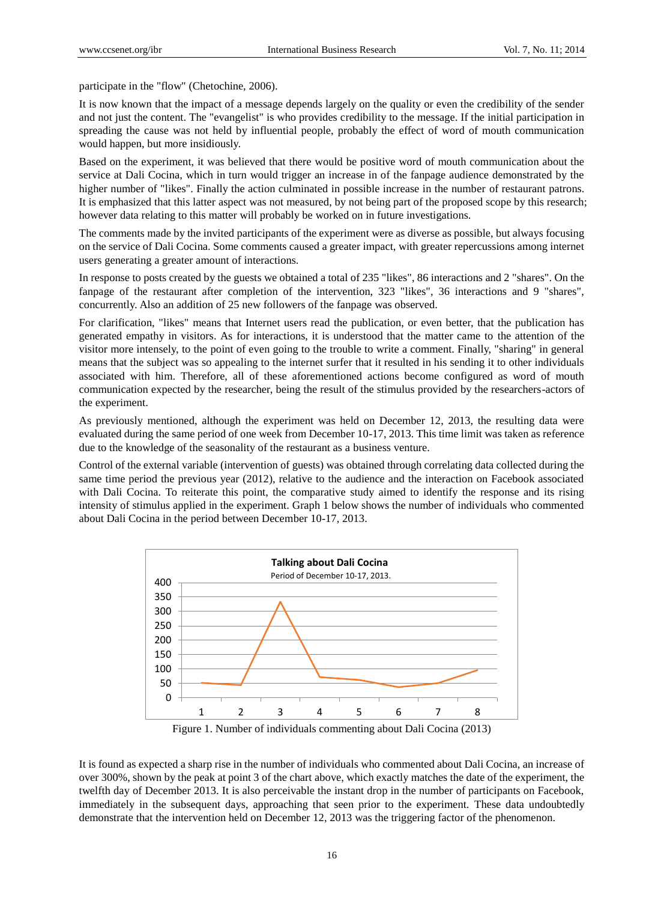participate in the "flow" (Chetochine, 2006).

It is now known that the impact of a message depends largely on the quality or even the credibility of the sender and not just the content. The "evangelist" is who provides credibility to the message. If the initial participation in spreading the cause was not held by influential people, probably the effect of word of mouth communication would happen, but more insidiously.

Based on the experiment, it was believed that there would be positive word of mouth communication about the service at Dali Cocina, which in turn would trigger an increase in of the fanpage audience demonstrated by the higher number of "likes". Finally the action culminated in possible increase in the number of restaurant patrons. It is emphasized that this latter aspect was not measured, by not being part of the proposed scope by this research; however data relating to this matter will probably be worked on in future investigations.

The comments made by the invited participants of the experiment were as diverse as possible, but always focusing on the service of Dali Cocina. Some comments caused a greater impact, with greater repercussions among internet users generating a greater amount of interactions.

In response to posts created by the guests we obtained a total of 235 "likes", 86 interactions and 2 "shares". On the fanpage of the restaurant after completion of the intervention, 323 "likes", 36 interactions and 9 "shares", concurrently. Also an addition of 25 new followers of the fanpage was observed.

For clarification, "likes" means that Internet users read the publication, or even better, that the publication has generated empathy in visitors. As for interactions, it is understood that the matter came to the attention of the visitor more intensely, to the point of even going to the trouble to write a comment. Finally, "sharing" in general means that the subject was so appealing to the internet surfer that it resulted in his sending it to other individuals associated with him. Therefore, all of these aforementioned actions become configured as word of mouth communication expected by the researcher, being the result of the stimulus provided by the researchers-actors of the experiment.

As previously mentioned, although the experiment was held on December 12, 2013, the resulting data were evaluated during the same period of one week from December 10-17, 2013. This time limit was taken as reference due to the knowledge of the seasonality of the restaurant as a business venture.

Control of the external variable (intervention of guests) was obtained through correlating data collected during the same time period the previous year (2012), relative to the audience and the interaction on Facebook associated with Dali Cocina. To reiterate this point, the comparative study aimed to identify the response and its rising intensity of stimulus applied in the experiment. Graph 1 below shows the number of individuals who commented about Dali Cocina in the period between December 10-17, 2013.

Talking about Dali Cocina

Period of December 10-17, 2013.

400
350
300
250
200
150
100
50
0

1 2 3 4 5 6 7 8

Figure 1. Number of individuals commenting about Dali Cocina (2013)

It is found as expected a sharp rise in the number of individuals who commented about Dali Cocina, an increase of over 300%, shown by the peak at point 3 of the chart above, which exactly matches the date of the experiment, the twelfth day of December 2013. It is also perceivable the instant drop in the number of participants on Facebook, immediately in the subsequent days, approaching that seen prior to the experiment. These data undoubtedly demonstrate that the intervention held on December 12, 2013 was the triggering factor of the phenomenon.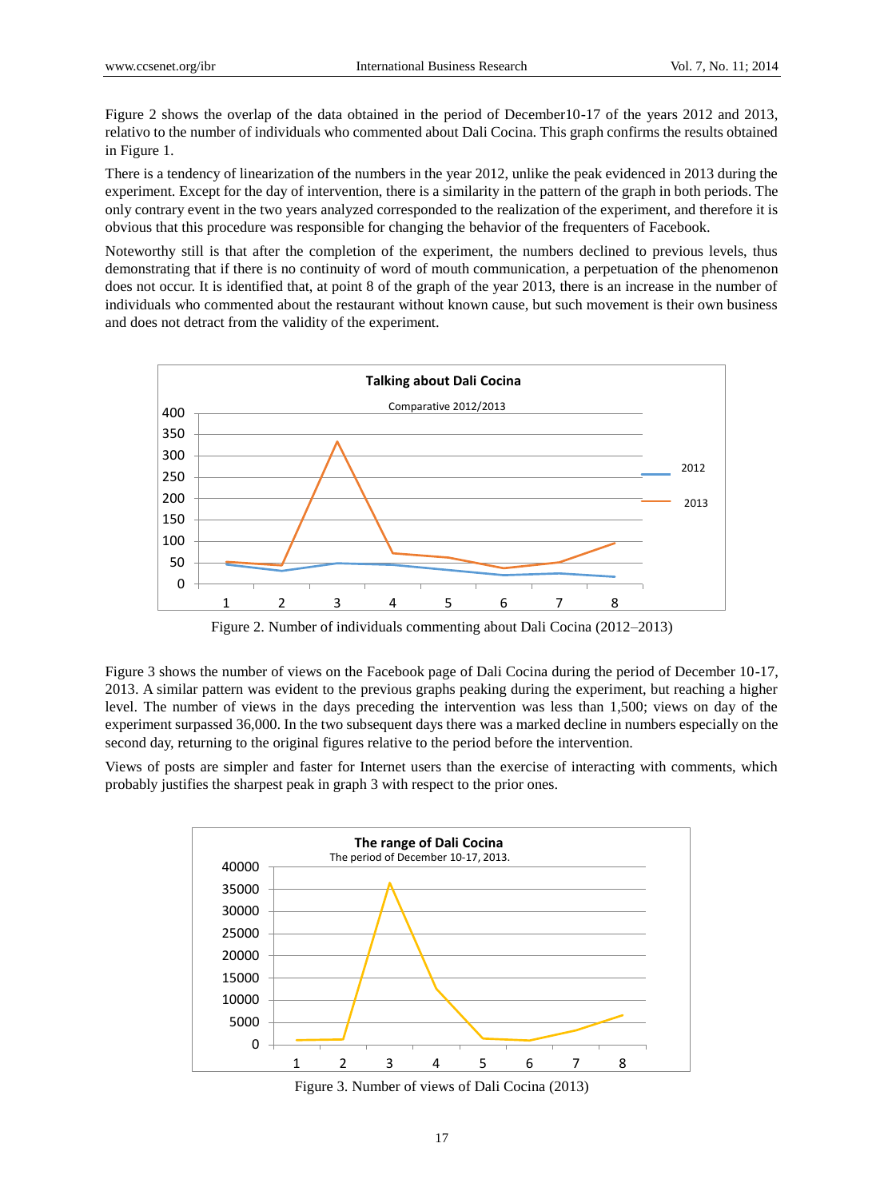Figure 2 shows the overlap of the data obtained in the period of December10-17 of the years 2012 and 2013, relativo to the number of individuals who commented about Dali Cocina. This graph confirms the results obtained in Figure 1.

There is a tendency of linearization of the numbers in the year 2012, unlike the peak evidenced in 2013 during the experiment. Except for the day of intervention, there is a similarity in the pattern of the graph in both periods. The only contrary event in the two years analyzed corresponded to the realization of the experiment, and therefore it is obvious that this procedure was responsible for changing the behavior of the frequenters of Facebook.

Noteworthy still is that after the completion of the experiment, the numbers declined to previous levels, thus demonstrating that if there is no continuity of word of mouth communication, a perpetuation of the phenomenon does not occur. It is identified that, at point 8 of the graph of the year 2013, there is an increase in the number of individuals who commented about the restaurant without known cause, but such movement is their own business and does not detract from the validity of the experiment.

Figure 2. Number of individuals commenting about Dali Cocina (2012–2013)

Figure 3 shows the number of views on the Facebook page of Dali Cocina during the period of December 10-17, 2013. A similar pattern was evident to the previous graphs peaking during the experiment, but reaching a higher level. The number of views in the days preceding the intervention was less than 1,500; views on day of the experiment surpassed 36,000. In the two subsequent days there was a marked decline in numbers especially on the second day, returning to the original figures relative to the period before the intervention.

Views of posts are simpler and faster for Internet users than the exercise of interacting with comments, which probably justifies the sharpest peak in graph 3 with respect to the prior ones.

Figure 3. Number of views of Dali Cocina (2013)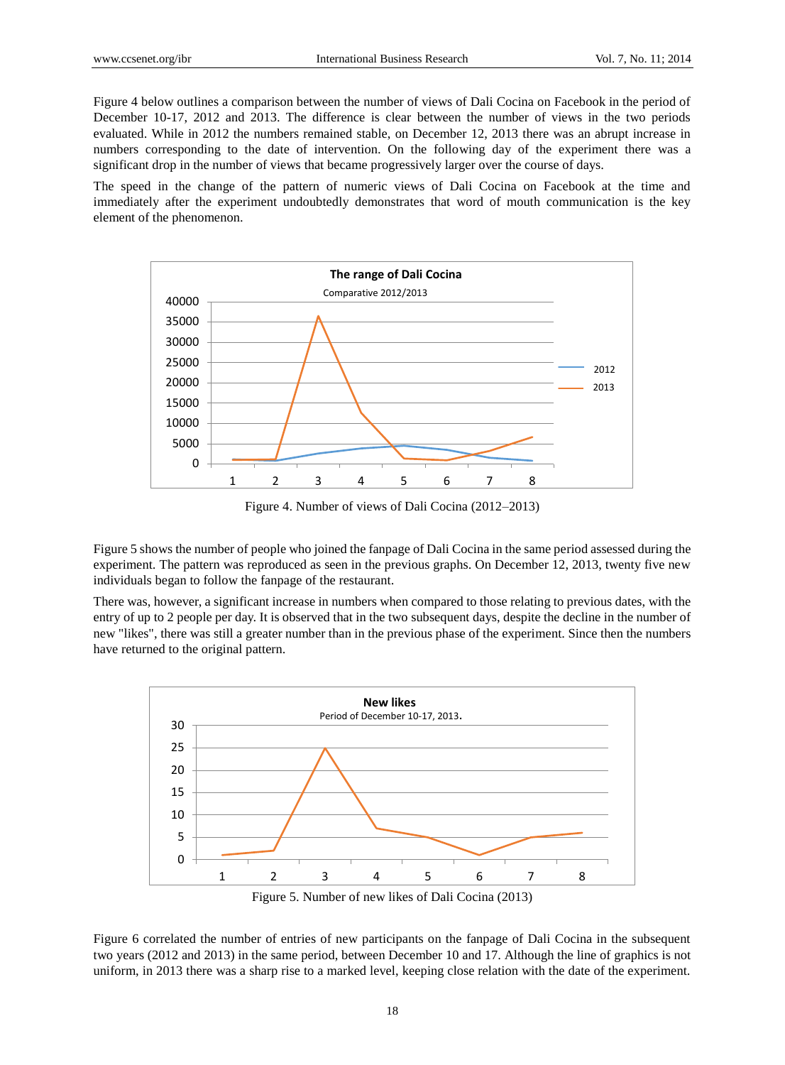Figure 4 below outlines a comparison between the number of views of Dali Cocina on Facebook in the period of December 10-17, 2012 and 2013. The difference is clear between the number of views in the two periods evaluated. While in 2012 the numbers remained stable, on December 12, 2013 there was an abrupt increase in numbers corresponding to the date of intervention. On the following day of the experiment there was a significant drop in the number of views that became progressively larger over the course of days.

The speed in the change of the pattern of numeric views of Dali Cocina on Facebook at the time and immediately after the experiment undoubtedly demonstrates that word of mouth communication is the key element of the phenomenon.

Figure 4. Number of views of Dali Cocina (2012–2013)

Figure 5 shows the number of people who joined the fanpage of Dali Cocina in the same period assessed during the experiment. The pattern was reproduced as seen in the previous graphs. On December 12, 2013, twenty five new individuals began to follow the fanpage of the restaurant.

There was, however, a significant increase in numbers when compared to those relating to previous dates, with the entry of up to 2 people per day. It is observed that in the two subsequent days, despite the decline in the number of new "likes", there was still a greater number than in the previous phase of the experiment. Since then the numbers have returned to the original pattern.

Figure 5. Number of new likes of Dali Cocina (2013)

Figure 6 correlated the number of entries of new participants on the fanpage of Dali Cocina in the subsequent two years (2012 and 2013) in the same period, between December 10 and 17. Although the line of graphics is not uniform, in 2013 there was a sharp rise to a marked level, keeping close relation with the date of the experiment.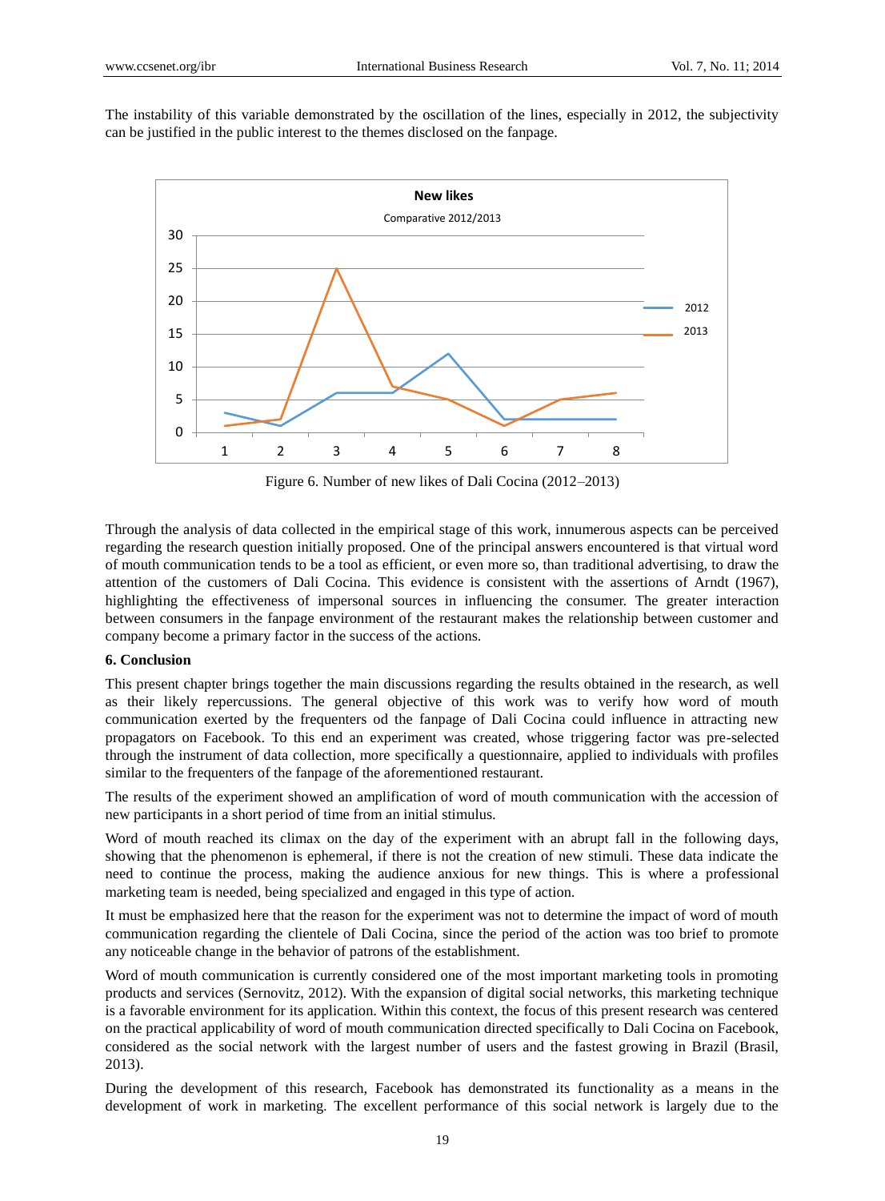The instability of this variable demonstrated by the oscillation of the lines, especially in 2012, the subjectivity can be justified in the public interest to the themes disclosed on the fanpage.

New likes

Comparative 2012/2013

30
25
20
15
10
5
0

1 2 3 4 5 6 7 8

2012
2013

Figure 6. Number of new likes of Dali Cocina (2012–2013)

Through the analysis of data collected in the empirical stage of this work, innumerous aspects can be perceived regarding the research question initially proposed. One of the principal answers encountered is that virtual word of mouth communication tends to be a tool as efficient, or even more so, than traditional advertising, to draw the attention of the customers of Dali Cocina. This evidence is consistent with the assertions of Arndt (1967), highlighting the effectiveness of impersonal sources in influencing the consumer. The greater interaction between consumers in the fanpage environment of the restaurant makes the relationship between customer and company become a primary factor in the success of the actions.

## 6. Conclusion

This present chapter brings together the main discussions regarding the results obtained in the research, as well as their likely repercussions. The general objective of this work was to verify how word of mouth communication exerted by the frequenters od the fanpage of Dali Cocina could influence in attracting new propagators on Facebook. To this end an experiment was created, whose triggering factor was pre-selected through the instrument of data collection, more specifically a questionnaire, applied to individuals with profiles similar to the frequenters of the fanpage of the aforementioned restaurant.

The results of the experiment showed an amplification of word of mouth communication with the accession of new participants in a short period of time from an initial stimulus.

Word of mouth reached its climax on the day of the experiment with an abrupt fall in the following days, showing that the phenomenon is ephemeral, if there is not the creation of new stimuli. These data indicate the need to continue the process, making the audience anxious for new things. This is where a professional marketing team is needed, being specialized and engaged in this type of action.

It must be emphasized here that the reason for the experiment was not to determine the impact of word of mouth communication regarding the clientele of Dali Cocina, since the period of the action was too brief to promote any noticeable change in the behavior of patrons of the establishment.

Word of mouth communication is currently considered one of the most important marketing tools in promoting products and services (Sernovitz, 2012). With the expansion of digital social networks, this marketing technique is a favorable environment for its application. Within this context, the focus of this present research was centered on the practical applicability of word of mouth communication directed specifically to Dali Cocina on Facebook, considered as the social network with the largest number of users and the fastest growing in Brazil (Brasil, 2013).

During the development of this research, Facebook has demonstrated its functionality as a means in the development of work in marketing. The excellent performance of this social network is largely due to the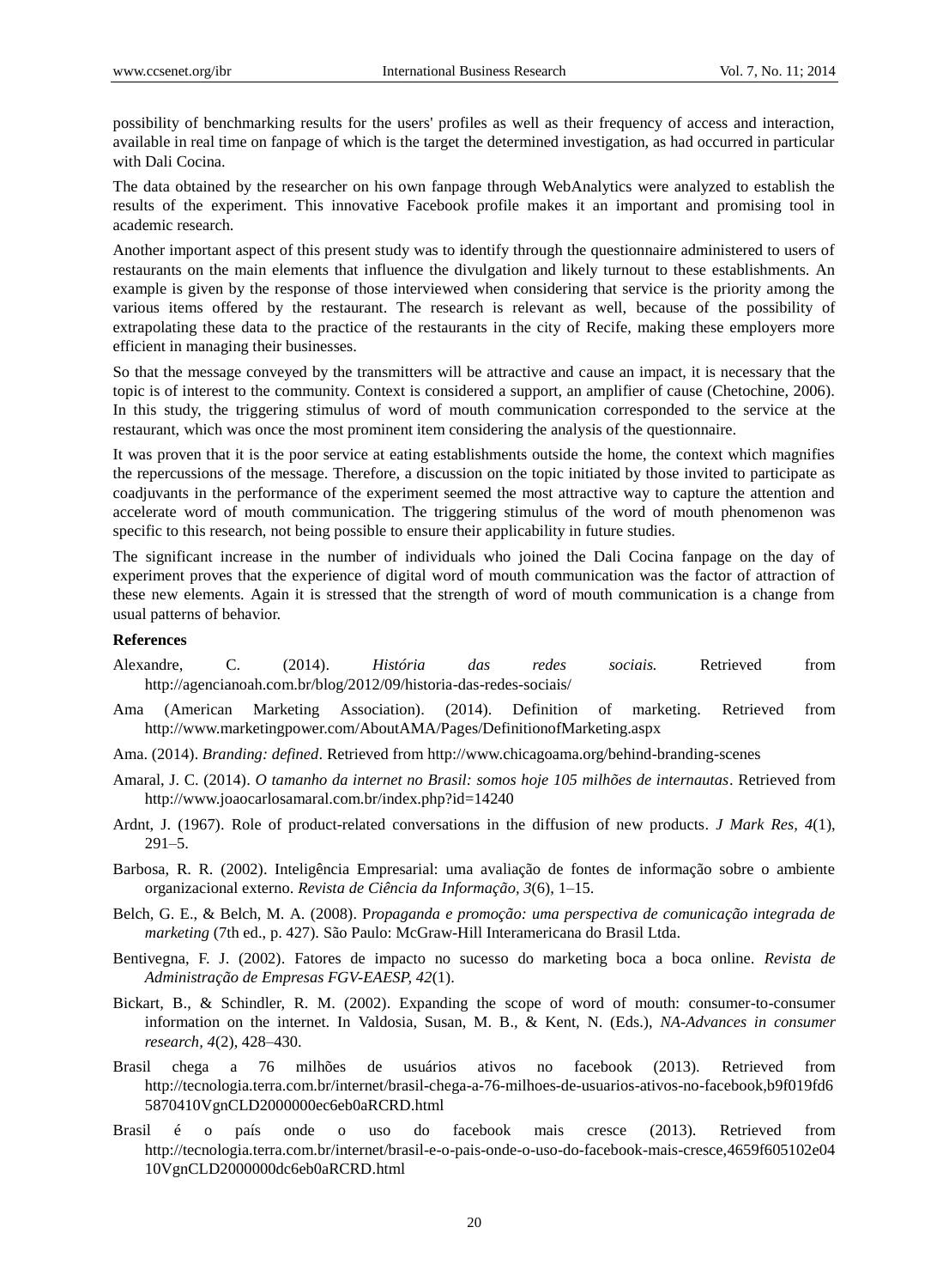possibility of benchmarking results for the users' profiles as well as their frequency of access and interaction, available in real time on fanpage of which is the target the determined investigation, as had occurred in particular with Dali Cocina.

The data obtained by the researcher on his own fanpage through WebAnalytics were analyzed to establish the results of the experiment. This innovative Facebook profile makes it an important and promising tool in academic research.

Another important aspect of this present study was to identify through the questionnaire administered to users of restaurants on the main elements that influence the divulgation and likely turnout to these establishments. An example is given by the response of those interviewed when considering that service is the priority among the various items offered by the restaurant. The research is relevant as well, because of the possibility of extrapolating these data to the practice of the restaurants in the city of Recife, making these employers more efficient in managing their businesses.

So that the message conveyed by the transmitters will be attractive and cause an impact, it is necessary that the topic is of interest to the community. Context is considered a support, an amplifier of cause (Chetochine, 2006). In this study, the triggering stimulus of word of mouth communication corresponded to the service at the restaurant, which was once the most prominent item considering the analysis of the questionnaire.

It was proven that it is the poor service at eating establishments outside the home, the context which magnifies the repercussions of the message. Therefore, a discussion on the topic initiated by those invited to participate as coadjuvants in the performance of the experiment seemed the most attractive way to capture the attention and accelerate word of mouth communication. The triggering stimulus of the word of mouth phenomenon was specific to this research, not being possible to ensure their applicability in future studies.

The significant increase in the number of individuals who joined the Dali Cocina fanpage on the day of experiment proves that the experience of digital word of mouth communication was the factor of attraction of these new elements. Again it is stressed that the strength of word of mouth communication is a change from usual patterns of behavior.

## References

Alexandre, C. (2014). *História das redes sociais.* Retrieved from http://agencianoah.com.br/blog/2012/09/historia-das-redes-sociais/

Ama (American Marketing Association). (2014). Definition of marketing. Retrieved from http://www.marketingpower.com/AboutAMA/Pages/DefinitionofMarketing.aspx

Ama. (2014). *Branding: defined*. Retrieved from http://www.chicagoama.org/behind-branding-scenes

Amaral, J. C. (2014). *O tamanho da internet no Brasil: somos hoje 105 milhões de internautas*. Retrieved from http://www.joaocarlosamaral.com.br/index.php?id=14240

Ardnt, J. (1967). Role of product-related conversations in the diffusion of new products. *J Mark Res, 4*(1), 291–5.

Barbosa, R. R. (2002). Inteligência Empresarial: uma avaliação de fontes de informação sobre o ambiente organizacional externo. *Revista de Ciência da Informação, 3*(6), 1–15.

Belch, G. E., & Belch, M. A. (2008). P*ropaganda e promoção: uma perspectiva de comunicação integrada de marketing* (7th ed., p. 427). São Paulo: McGraw-Hill Interamericana do Brasil Ltda.

Bentivegna, F. J. (2002). Fatores de impacto no sucesso do marketing boca a boca online. *Revista de Administração de Empresas FGV-EAESP, 42*(1).

Bickart, B., & Schindler, R. M. (2002). Expanding the scope of word of mouth: consumer-to-consumer information on the internet. In Valdosia, Susan, M. B., & Kent, N. (Eds.), *NA-Advances in consumer research*, *4*(2), 428–430.

Brasil chega a 76 milhões de usuários ativos no facebook (2013). Retrieved from http://tecnologia.terra.com.br/internet/brasil-chega-a-76-milhoes-de-usuarios-ativos-no-facebook,b9f019fd65870410VgnCLD2000000ec6eb0aRCRD.html

Brasil é o país onde o uso do facebook mais cresce (2013). Retrieved from http://tecnologia.terra.com.br/internet/brasil-e-o-pais-onde-o-uso-do-facebook-mais-cresce,4659f605102e0410VgnCLD2000000dc6eb0aRCRD.html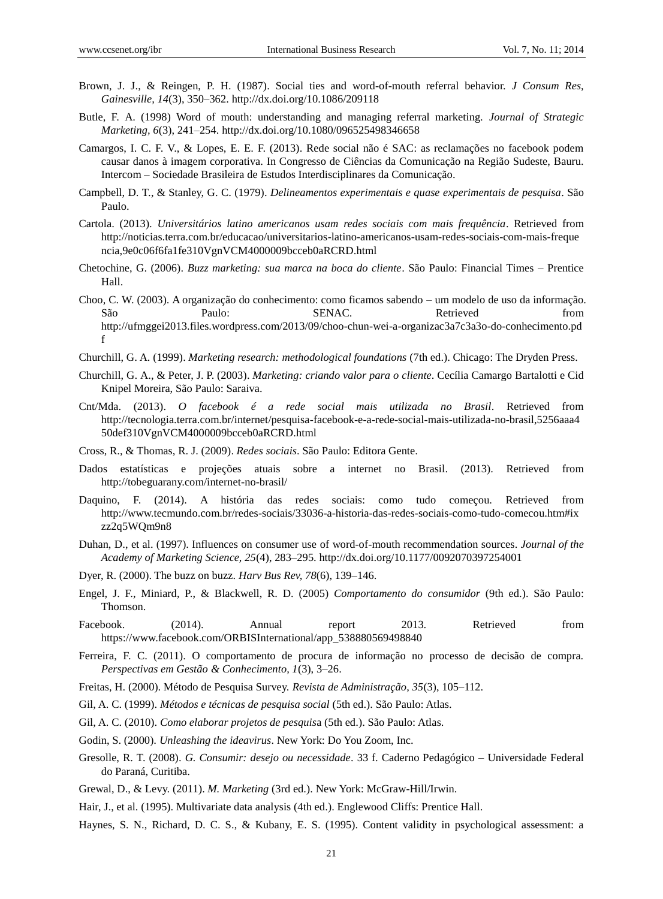Brown, J. J., & Reingen, P. H. (1987). Social ties and word-of-mouth referral behavior. *J Consum Res, Gainesville, 14*(3), 350–362. http://dx.doi.org/10.1086/209118

Butle, F. A. (1998) Word of mouth: understanding and managing referral marketing. *Journal of Strategic Marketing, 6*(3), 241–254. http://dx.doi.org/10.1080/096525498346658

Camargos, I. C. F. V., & Lopes, E. E. F. (2013). Rede social não é SAC: as reclamações no facebook podem causar danos à imagem corporativa. In Congresso de Ciências da Comunicação na Região Sudeste, Bauru. Intercom – Sociedade Brasileira de Estudos Interdisciplinares da Comunicação.

Campbell, D. T., & Stanley, G. C. (1979). *Delineamentos experimentais e quase experimentais de pesquisa*. São Paulo.

Cartola. (2013). *Universitários latino americanos usam redes sociais com mais frequência*. Retrieved from http://noticias.terra.com.br/educacao/universitarios-latino-americanos-usam-redes-sociais-com-mais-frequencia,9e0c06f6fa1fe310VgnVCM4000009bcceb0aRCRD.html

Chetochine, G. (2006). *Buzz marketing: sua marca na boca do cliente*. São Paulo: Financial Times – Prentice Hall.

Choo, C. W. (2003). A organização do conhecimento: como ficamos sabendo – um modelo de uso da informação. São Paulo: SENAC. Retrieved from http://ufmggei2013.files.wordpress.com/2013/09/choo-chun-wei-a-organizac3a7c3a3o-do-conhecimento.pdf

Churchill, G. A. (1999). *Marketing research: methodological foundations* (7th ed.). Chicago: The Dryden Press.

Churchill, G. A., & Peter, J. P. (2003). *Marketing: criando valor para o cliente*. Cecília Camargo Bartalotti e Cid Knipel Moreira, São Paulo: Saraiva.

Cnt/Mda. (2013). *O facebook é a rede social mais utilizada no Brasil*. Retrieved from http://tecnologia.terra.com.br/internet/pesquisa-facebook-e-a-rede-social-mais-utilizada-no-brasil,5256aaa450def310VgnVCM4000009bcceb0aRCRD.html

Cross, R., & Thomas, R. J. (2009). *Redes sociais*. São Paulo: Editora Gente.

Dados estatísticas e projeções atuais sobre a internet no Brasil. (2013). Retrieved from http://tobeguarany.com/internet-no-brasil/

Daquino, F. (2014). A história das redes sociais: como tudo começou. Retrieved from http://www.tecmundo.com.br/redes-sociais/33036-a-historia-das-redes-sociais-como-tudo-comecou.htm#ixzz2q5WQm9n8

Duhan, D., et al. (1997). Influences on consumer use of word-of-mouth recommendation sources. *Journal of the Academy of Marketing Science, 25*(4), 283–295. http://dx.doi.org/10.1177/0092070397254001

Dyer, R. (2000). The buzz on buzz. *Harv Bus Rev, 78*(6), 139–146.

Engel, J. F., Miniard, P., & Blackwell, R. D. (2005) *Comportamento do consumidor* (9th ed.). São Paulo: Thomson.

Facebook. (2014). Annual report 2013. Retrieved from https://www.facebook.com/ORBISInternational/app_538880569498840

Ferreira, F. C. (2011). O comportamento de procura de informação no processo de decisão de compra. *Perspectivas em Gestão & Conhecimento, 1*(3), 3–26.

Freitas, H. (2000). Método de Pesquisa Survey. *Revista de Administração, 35*(3), 105–112.

Gil, A. C. (1999). *Métodos e técnicas de pesquisa social* (5th ed.). São Paulo: Atlas.

Gil, A. C. (2010). *Como elaborar projetos de pesquisa* (5th ed.). São Paulo: Atlas.

Godin, S. (2000). *Unleashing the ideavirus*. New York: Do You Zoom, Inc.

Gresolle, R. T. (2008). *G. Consumir: desejo ou necessidade*. 33 f. Caderno Pedagógico – Universidade Federal do Paraná, Curitiba.

Grewal, D., & Levy. (2011). *M. Marketing* (3rd ed.). New York: McGraw-Hill/Irwin.

Hair, J., et al. (1995). Multivariate data analysis (4th ed.). Englewood Cliffs: Prentice Hall.

Haynes, S. N., Richard, D. C. S., & Kubany, E. S. (1995). Content validity in psychological assessment: a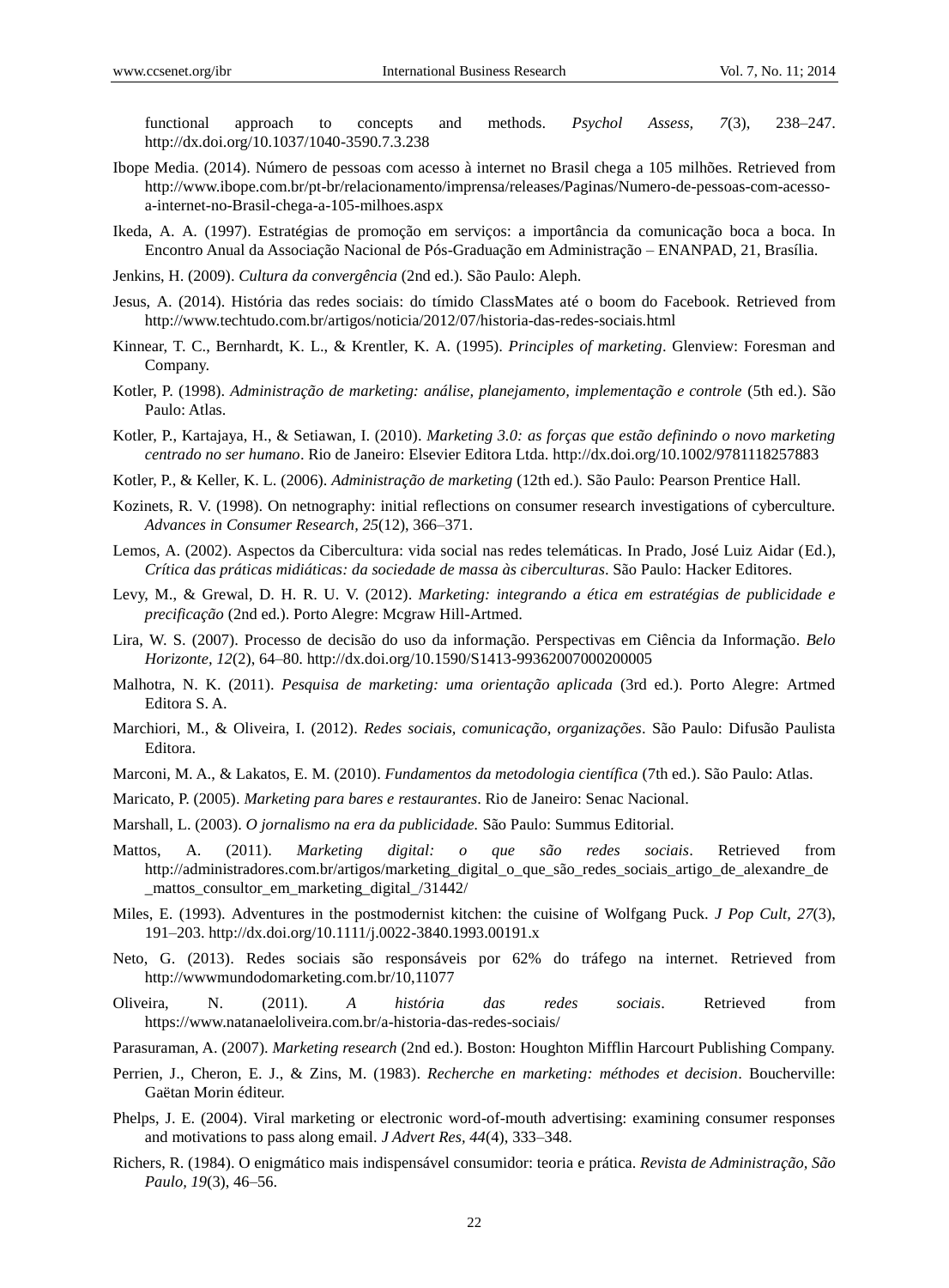functional approach to concepts and methods. *Psychol Assess, 7*(3), 238–247. http://dx.doi.org/10.1037/1040-3590.7.3.238

Ibope Media. (2014). Número de pessoas com acesso à internet no Brasil chega a 105 milhões. Retrieved from http://www.ibope.com.br/pt-br/relacionamento/imprensa/releases/Paginas/Numero-de-pessoas-com-acesso-a-internet-no-Brasil-chega-a-105-milhoes.aspx

Ikeda, A. A. (1997). Estratégias de promoção em serviços: a importância da comunicação boca a boca. In Encontro Anual da Associação Nacional de Pós-Graduação em Administração – ENANPAD, 21, Brasília.

Jenkins, H. (2009). *Cultura da convergência* (2nd ed.). São Paulo: Aleph.

Jesus, A. (2014). História das redes sociais: do tímido ClassMates até o boom do Facebook. Retrieved from http://www.techtudo.com.br/artigos/noticia/2012/07/historia-das-redes-sociais.html

Kinnear, T. C., Bernhardt, K. L., & Krentler, K. A. (1995). *Principles of marketing*. Glenview: Foresman and Company.

Kotler, P. (1998). *Administração de marketing: análise, planejamento, implementação e controle* (5th ed.). São Paulo: Atlas.

Kotler, P., Kartajaya, H., & Setiawan, I. (2010). *Marketing 3.0: as forças que estão definindo o novo marketing centrado no ser humano*. Rio de Janeiro: Elsevier Editora Ltda. http://dx.doi.org/10.1002/9781118257883

Kotler, P., & Keller, K. L. (2006). *Administração de marketing* (12th ed.). São Paulo: Pearson Prentice Hall.

Kozinets, R. V. (1998). On netnography: initial reflections on consumer research investigations of cyberculture. *Advances in Consumer Research, 25*(12), 366–371.

Lemos, A. (2002). Aspectos da Cibercultura: vida social nas redes telemáticas. In Prado, José Luiz Aidar (Ed.), *Crítica das práticas midiáticas: da sociedade de massa às ciberculturas*. São Paulo: Hacker Editores.

Levy, M., & Grewal, D. H. R. U. V. (2012). *Marketing: integrando a ética em estratégias de publicidade e precificação* (2nd ed.). Porto Alegre: Mcgraw Hill-Artmed.

Lira, W. S. (2007). Processo de decisão do uso da informação. Perspectivas em Ciência da Informação. *Belo Horizonte, 12*(2), 64–80. http://dx.doi.org/10.1590/S1413-99362007000200005

Malhotra, N. K. (2011). *Pesquisa de marketing: uma orientação aplicada* (3rd ed.). Porto Alegre: Artmed Editora S. A.

Marchiori, M., & Oliveira, I. (2012). *Redes sociais, comunicação, organizações*. São Paulo: Difusão Paulista Editora.

Marconi, M. A., & Lakatos, E. M. (2010). *Fundamentos da metodologia científica* (7th ed.). São Paulo: Atlas.

Maricato, P. (2005). *Marketing para bares e restaurantes*. Rio de Janeiro: Senac Nacional.

Marshall, L. (2003). *O jornalismo na era da publicidade.* São Paulo: Summus Editorial.

Mattos, A. (2011). *Marketing digital: o que são redes sociais*. Retrieved from http://administradores.com.br/artigos/marketing_digital_o_que_são_redes_sociais_artigo_de_alexandre_de_mattos_consultor_em_marketing_digital_/31442/

Miles, E. (1993). Adventures in the postmodernist kitchen: the cuisine of Wolfgang Puck. *J Pop Cult, 27*(3), 191–203. http://dx.doi.org/10.1111/j.0022-3840.1993.00191.x

Neto, G. (2013). Redes sociais são responsáveis por 62% do tráfego na internet. Retrieved from http://wwwmundodomarketing.com.br/10,11077

Oliveira, N. (2011). *A história das redes sociais*. Retrieved from https://www.natanaeloliveira.com.br/a-historia-das-redes-sociais/

Parasuraman, A. (2007). *Marketing research* (2nd ed.). Boston: Houghton Mifflin Harcourt Publishing Company.

Perrien, J., Cheron, E. J., & Zins, M. (1983). *Recherche en marketing: méthodes et decision*. Boucherville: Gaëtan Morin éditeur.

Phelps, J. E. (2004). Viral marketing or electronic word-of-mouth advertising: examining consumer responses and motivations to pass along email. *J Advert Res, 44*(4), 333–348.

Richers, R. (1984). O enigmático mais indispensável consumidor: teoria e prática. *Revista de Administração, São Paulo, 19*(3), 46–56.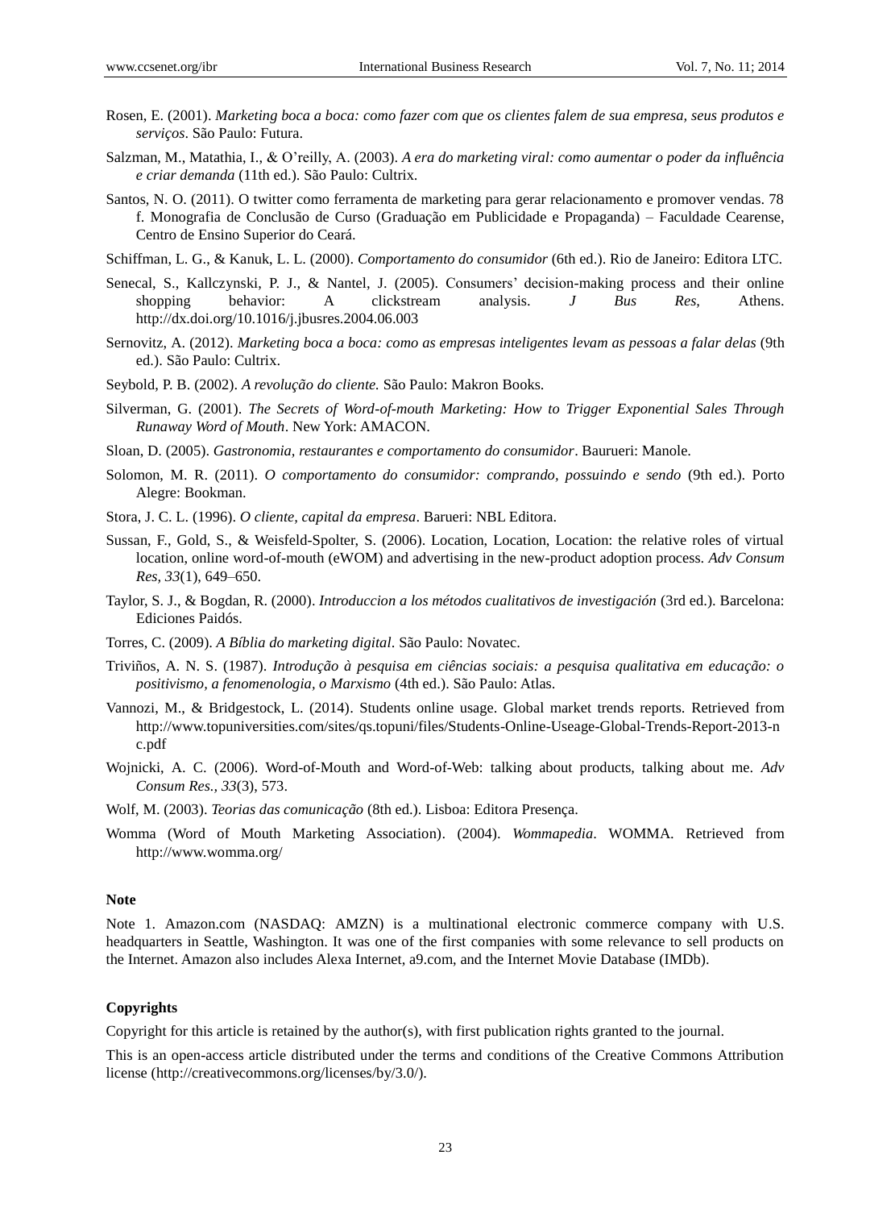Rosen, E. (2001). *Marketing boca a boca: como fazer com que os clientes falem de sua empresa, seus produtos e serviços*. São Paulo: Futura.

Salzman, M., Matathia, I., & O'reilly, A. (2003). *A era do marketing viral: como aumentar o poder da influência e criar demanda* (11th ed.). São Paulo: Cultrix.

Santos, N. O. (2011). O twitter como ferramenta de marketing para gerar relacionamento e promover vendas. 78 f. Monografia de Conclusão de Curso (Graduação em Publicidade e Propaganda) – Faculdade Cearense, Centro de Ensino Superior do Ceará.

Schiffman, L. G., & Kanuk, L. L. (2000). *Comportamento do consumidor* (6th ed.). Rio de Janeiro: Editora LTC.

Senecal, S., Kallczynski, P. J., & Nantel, J. (2005). Consumers' decision-making process and their online shopping behavior: A clickstream analysis. *J Bus Res*, Athens. http://dx.doi.org/10.1016/j.jbusres.2004.06.003

Sernovitz, A. (2012). *Marketing boca a boca: como as empresas inteligentes levam as pessoas a falar delas* (9th ed.). São Paulo: Cultrix.

Seybold, P. B. (2002). *A revolução do cliente.* São Paulo: Makron Books.

Silverman, G. (2001). *The Secrets of Word-of-mouth Marketing: How to Trigger Exponential Sales Through Runaway Word of Mouth*. New York: AMACON.

Sloan, D. (2005). *Gastronomia, restaurantes e comportamento do consumidor*. Baurueri: Manole.

Solomon, M. R. (2011). *O comportamento do consumidor: comprando, possuindo e sendo* (9th ed.). Porto Alegre: Bookman.

Stora, J. C. L. (1996). *O cliente, capital da empresa*. Barueri: NBL Editora.

Sussan, F., Gold, S., & Weisfeld-Spolter, S. (2006). Location, Location, Location: the relative roles of virtual location, online word-of-mouth (eWOM) and advertising in the new-product adoption process. *Adv Consum Res, 33*(1), 649–650.

Taylor, S. J., & Bogdan, R. (2000). *Introduccion a los métodos cualitativos de investigación* (3rd ed.). Barcelona: Ediciones Paidós.

Torres, C. (2009). *A Bíblia do marketing digital*. São Paulo: Novatec.

Triviños, A. N. S. (1987). *Introdução à pesquisa em ciências sociais: a pesquisa qualitativa em educação: o positivismo, a fenomenologia, o Marxismo* (4th ed.). São Paulo: Atlas.

Vannozi, M., & Bridgestock, L. (2014). Students online usage. Global market trends reports. Retrieved from http://www.topuniversities.com/sites/qs.topuni/files/Students-Online-Useage-Global-Trends-Report-2013-nc.pdf

Wojnicki, A. C. (2006). Word-of-Mouth and Word-of-Web: talking about products, talking about me. *Adv Consum Res., 33*(3), 573.

Wolf, M. (2003). *Teorias das comunicação* (8th ed.). Lisboa: Editora Presença.

Womma (Word of Mouth Marketing Association). (2004). *Wommapedia*. WOMMA. Retrieved from http://www.womma.org/

**Note**

Note 1. Amazon.com (NASDAQ: AMZN) is a multinational electronic commerce company with U.S. headquarters in Seattle, Washington. It was one of the first companies with some relevance to sell products on the Internet. Amazon also includes Alexa Internet, a9.com, and the Internet Movie Database (IMDb).

**Copyrights**

Copyright for this article is retained by the author(s), with first publication rights granted to the journal.

This is an open-access article distributed under the terms and conditions of the Creative Commons Attribution license (http://creativecommons.org/licenses/by/3.0/).